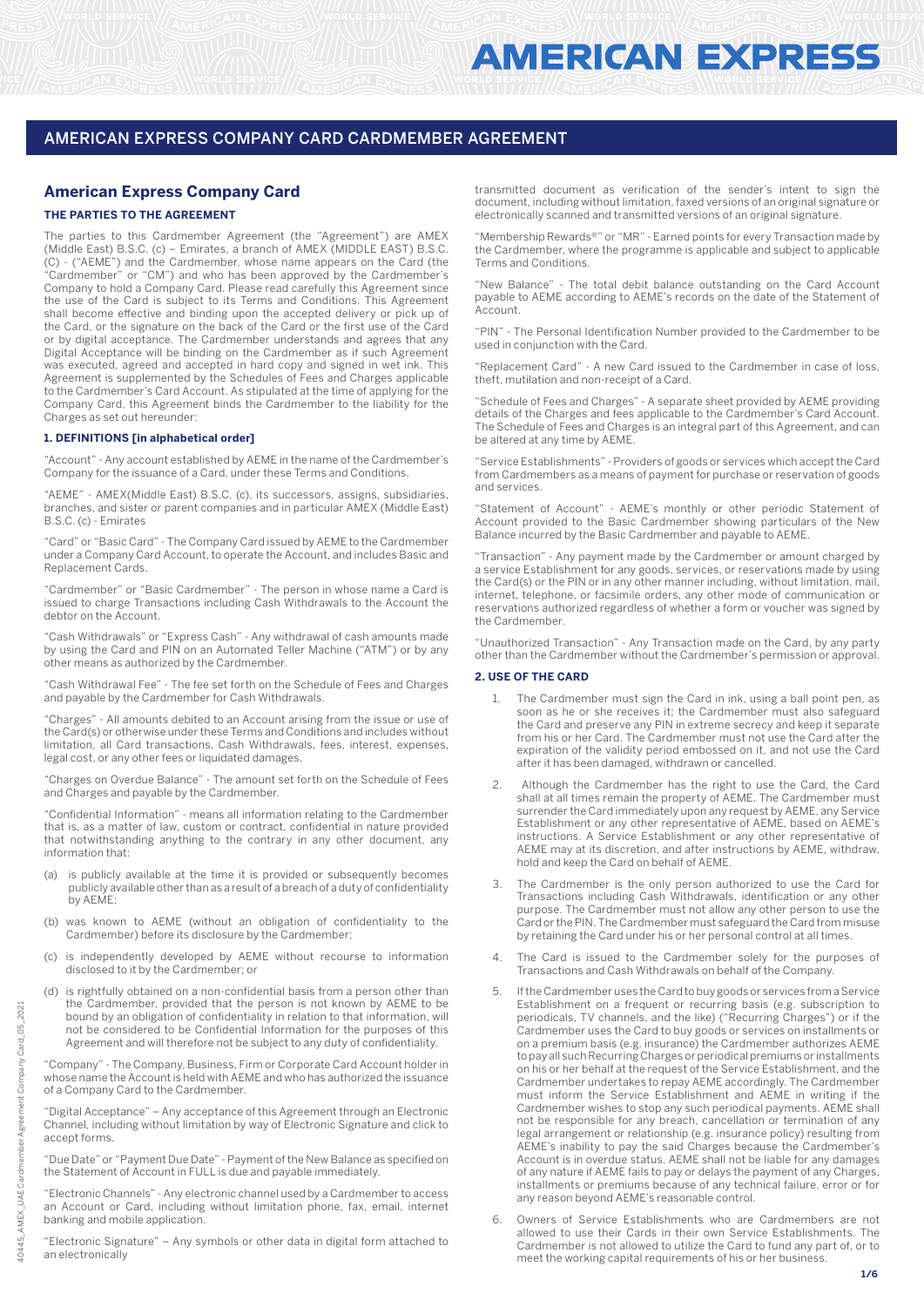# AMERICAN EXPRESS COMPANY CARD CARDMEMBER AGREEMENT

## American Express Company Card

### THE PARTIES TO THE AGREEMENT

The parties to this Cardmember Agreement (the "Agreement") are AMEX (Middle East) B.S.C. (c) – Emirates, a branch of AMEX (MIDDLE EAST) B.S.C. (C) - ("AEME") and the Cardmember, whose name appears on the Card (the "Cardmember" or "CM") and who has been approved by the Cardmember's Company to hold a Company Card. Please read carefully this Agreement since the use of the Card is subject to its Terms and Conditions. This Agreement shall become effective and binding upon the accepted delivery or pick up of the Card, or the signature on the back of the Card or the first use of the Card or by digital acceptance. The Cardmember understands and agrees that any Digital Acceptance will be binding on the Cardmember as if such Agreement was executed, agreed and accepted in hard copy and signed in wet ink. This Agreement is supplemented by the Schedules of Fees and Charges applicable to the Cardmember's Card Account. As stipulated at the time of applying for the Company Card, this Agreement binds the Cardmember to the liability for the Charges as set out hereunder:

### 1. DEFINITIONS [in alphabetical order]

"Account" - Any account established by AEME in the name of the Cardmember's Company for the issuance of a Card, under these Terms and Conditions.

"AEME" - AMEX(Middle East) B.S.C. (c), its successors, assigns, subsidiaries, branches, and sister or parent companies and in particular AMEX (Middle East) B.S.C. (c) - Emirates

"Card" or "Basic Card" - The Company Card issued by AEME to the Cardmember under a Company Card Account, to operate the Account, and includes Basic and Replacement Cards.

"Cardmember" or "Basic Cardmember" - The person in whose name a Card is issued to charge Transactions including Cash Withdrawals to the Account the debtor on the Account.

"Cash Withdrawals" or "Express Cash" - Any withdrawal of cash amounts made by using the Card and PIN on an Automated Teller Machine ("ATM") or by any other means as authorized by the Cardmember.

"Cash Withdrawal Fee" - The fee set forth on the Schedule of Fees and Charges and payable by the Cardmember for Cash Withdrawals.

"Charges" - All amounts debited to an Account arising from the issue or use of the Card(s) or otherwise under these Terms and Conditions and includes without limitation, all Card transactions, Cash Withdrawals, fees, interest, expenses, legal cost, or any other fees or liquidated damages.

"Charges on Overdue Balance" - The amount set forth on the Schedule of Fees and Charges and payable by the Cardmember.

"Confidential Information" - means all information relating to the Cardmember that is, as a matter of law, custom or contract, confidential in nature provided that notwithstanding anything to the contrary in any other document, any information that:

(a) is publicly available at the time it is provided or subsequently becomes publicly available other than as a result of a breach of a duty of confidentiality by AEME;

(b) was known to AEME (without an obligation of confidentiality to the Cardmember) before its disclosure by the Cardmember;

(c) is independently developed by AEME without recourse to information disclosed to it by the Cardmember; or

(d) is rightfully obtained on a non-confidential basis from a person other than the Cardmember, provided that the person is not known by AEME to be bound by an obligation of confidentiality in relation to that information, will not be considered to be Confidential Information for the purposes of this Agreement and will therefore not be subject to any duty of confidentiality.

"Company" - The Company, Business, Firm or Corporate Card Account holder in whose name the Account is held with AEME and who has authorized the issuance of a Company Card to the Cardmember.

"Digital Acceptance" – Any acceptance of this Agreement through an Electronic Channel, including without limitation by way of Electronic Signature and click to accept forms.

"Due Date" or "Payment Due Date" - Payment of the New Balance as specified on the Statement of Account in FULL is due and payable immediately.

"Electronic Channels" - Any electronic channel used by a Cardmember to access an Account or Card, including without limitation phone, fax, email, internet banking and mobile application.

"Electronic Signature" – Any symbols or other data in digital form attached to an electronically transmitted document as verification of the sender's intent to sign the document, including without limitation, faxed versions of an original signature or electronically scanned and transmitted versions of an original signature.

"Membership Rewards®" or "MR" - Earned points for every Transaction made by the Cardmember, where the programme is applicable and subject to applicable Terms and Conditions.

"New Balance" - The total debit balance outstanding on the Card Account payable to AEME according to AEME's records on the date of the Statement of Account.

"PIN" - The Personal Identification Number provided to the Cardmember to be used in conjunction with the Card.

"Replacement Card" - A new Card issued to the Cardmember in case of loss, theft, mutilation and non-receipt of a Card.

"Schedule of Fees and Charges" - A separate sheet provided by AEME providing details of the Charges and fees applicable to the Cardmember's Card Account. The Schedule of Fees and Charges is an integral part of this Agreement, and can be altered at any time by AEME.

"Service Establishments" - Providers of goods or services which accept the Card from Cardmembers as a means of payment for purchase or reservation of goods and services.

"Statement of Account" - AEME's monthly or other periodic Statement of Account provided to the Basic Cardmember showing particulars of the New Balance incurred by the Basic Cardmember and payable to AEME.

"Transaction" - Any payment made by the Cardmember or amount charged by a service Establishment for any goods, services, or reservations made by using the Card(s) or the PIN or in any other manner including, without limitation, mail, internet, telephone, or facsimile orders, any other mode of communication or reservations authorized regardless of whether a form or voucher was signed by the Cardmember.

"Unauthorized Transaction" - Any Transaction made on the Card, by any party other than the Cardmember without the Cardmember's permission or approval.

### 2. USE OF THE CARD

1. The Cardmember must sign the Card in ink, using a ball point pen, as soon as he or she receives it; the Cardmember must also safeguard the Card and preserve any PIN in extreme secrecy and keep it separate from his or her Card. The Cardmember must not use the Card after the expiration of the validity period embossed on it, and not use the Card after it has been damaged, withdrawn or cancelled.

2. Although the Cardmember has the right to use the Card, the Card shall at all times remain the property of AEME. The Cardmember must surrender the Card immediately upon any request by AEME, any Service Establishment or any other representative of AEME, based on AEME's instructions. A Service Establishment or any other representative of AEME may at its discretion, and after instructions by AEME, withdraw, hold and keep the Card on behalf of AEME.

3. The Cardmember is the only person authorized to use the Card for Transactions including Cash Withdrawals, identification or any other purpose. The Cardmember must not allow any other person to use the Card or the PIN. The Cardmember must safeguard the Card from misuse by retaining the Card under his or her personal control at all times.

4. The Card is issued to the Cardmember solely for the purposes of Transactions and Cash Withdrawals on behalf of the Company.

5. If the Cardmember uses the Card to buy goods or services from a Service Establishment on a frequent or recurring basis (e.g. subscription to periodicals, TV channels, and the like) ("Recurring Charges") or if the Cardmember uses the Card to buy goods or services on installments or on a premium basis (e.g. insurance) the Cardmember authorizes AEME to pay all such Recurring Charges or periodical premiums or installments on his or her behalf at the request of the Service Establishment, and the Cardmember undertakes to repay AEME accordingly. The Cardmember must inform the Service Establishment and AEME in writing if the Cardmember wishes to stop any such periodical payments. AEME shall not be responsible for any breach, cancellation or termination of any legal arrangement or relationship (e.g. insurance policy) resulting from AEME's inability to pay the said Charges because the Cardmember's Account is in overdue status. AEME shall not be liable for any damages of any nature if AEME fails to pay or delays the payment of any Charges, installments or premiums because of any technical failure, error or for any reason beyond AEME's reasonable control.

6. Owners of Service Establishments who are Cardmembers are not allowed to use their Cards in their own Service Establishments. The Cardmember is not allowed to utilize the Card to fund any part of, or to meet the working capital requirements of his or her business.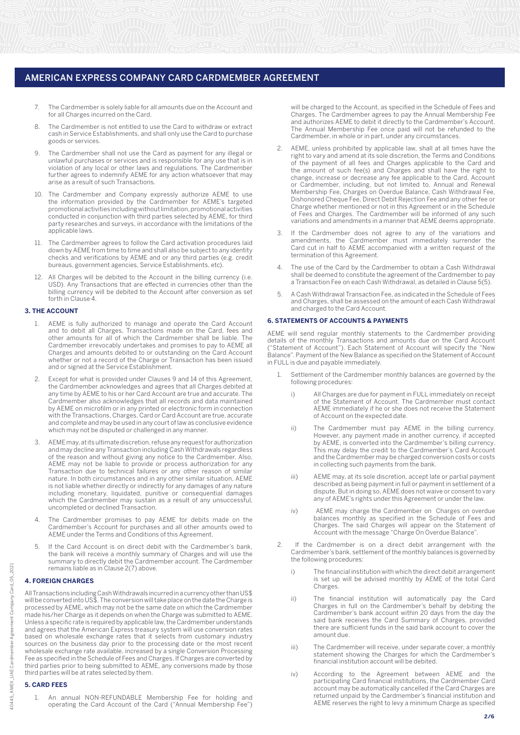## AMERICAN EXPRESS COMPANY CARD CARDMEMBER AGREEMENT

7. The Cardmember is solely liable for all amounts due on the Account and for all Charges incurred on the Card.
8. The Cardmember is not entitled to use the Card to withdraw or extract cash in Service Establishments, and shall only use the Card to purchase goods or services.
9. The Cardmember shall not use the Card as payment for any illegal or unlawful purchases or services and is responsible for any use that is in violation of any local or other laws and regulations. The Cardmember further agrees to indemnify AEME for any action whatsoever that may arise as a result of such Transactions.
10. The Cardmember and Company expressly authorize AEME to use the information provided by the Cardmember for AEME's targeted promotional activities including without limitation, promotional activities conducted in conjunction with third parties selected by AEME, for third party researches and surveys, in accordance with the limitations of the applicable laws.
11. The Cardmember agrees to follow the Card activation procedures laid down by AEME from time to time and shall also be subject to any identity checks and verifications by AEME and or any third parties (e.g. credit bureaus, government agencies, Service Establishments, etc).
12. All Charges will be debited to the Account in the billing currency (i.e. USD). Any Transactions that are effected in currencies other than the billing currency will be debited to the Account after conversion as set forth in Clause 4.

### 3. THE ACCOUNT

1. AEME is fully authorized to manage and operate the Card Account and to debit all Charges, Transactions made on the Card, fees and other amounts for all of which the Cardmember shall be liable. The Cardmember irrevocably undertakes and promises to pay to AEME all Charges and amounts debited to or outstanding on the Card Account whether or not a record of the Charge or Transaction has been issued and or signed at the Service Establishment.
2. Except for what is provided under Clauses 9 and 14 of this Agreement, the Cardmember acknowledges and agrees that all Charges debited at any time by AEME to his or her Card Account are true and accurate. The Cardmember also acknowledges that all records and data maintained by AEME on microfilm or in any printed or electronic form in connection with the Transactions, Charges, Card or Card Account are true, accurate and complete and may be used in any court of law as conclusive evidence which may not be disputed or challenged in any manner.
3. AEME may, at its ultimate discretion, refuse any request for authorization and may decline any Transaction including Cash Withdrawals regardless of the reason and without giving any notice to the Cardmember. Also, AEME may not be liable to provide or process authorization for any Transaction due to technical failures or any other reason of similar nature. In both circumstances and in any other similar situation, AEME is not liable whether directly or indirectly for any damages of any nature including monetary, liquidated, punitive or consequential damages which the Cardmember may sustain as a result of any unsuccessful, uncompleted or declined Transaction.
4. The Cardmember promises to pay AEME for debits made on the Cardmember's Account for purchases and all other amounts owed to AEME under the Terms and Conditions of this Agreement.
5. If the Card Account is on direct debit with the Cardmember's bank, the bank will receive a monthly summary of Charges and will use the summary to directly debit the Cardmember account. The Cardmember remains liable as in Clause 2(7) above.

### 4. FOREIGN CHARGES

All Transactions including Cash Withdrawals incurred in a currency other than US$ will be converted into US$. The conversion will take place on the date the Charge is processed by AEME, which may not be the same date on which the Cardmember made his/her Charge as it depends on when the Charge was submitted to AEME. Unless a specific rate is required by applicable law, the Cardmember understands and agrees that the American Express treasury system will use conversion rates based on wholesale exchange rates that it selects from customary industry sources on the business day prior to the processing date or the most recent wholesale exchange rate available, increased by a single Conversion Processing Fee as specified in the Schedule of Fees and Charges. If Charges are converted by third parties prior to being submitted to AEME, any conversions made by those third parties will be at rates selected by them.

### 5. CARD FEES

1. An annual NON-REFUNDABLE Membership Fee for holding and operating the Card Account of the Card ("Annual Membership Fee") will be charged to the Account, as specified in the Schedule of Fees and Charges. The Cardmember agrees to pay the Annual Membership Fee and authorizes AEME to debit it directly to the Cardmember's Account. The Annual Membership Fee once paid will not be refunded to the Cardmember, in whole or in part, under any circumstances.
2. AEME, unless prohibited by applicable law, shall at all times have the right to vary and amend at its sole discretion, the Terms and Conditions of the payment of all fees and Charges applicable to the Card and the amount of such fee(s) and Charges and shall have the right to change, increase or decrease any fee applicable to the Card, Account or Cardmember, including, but not limited to, Annual and Renewal Membership Fee, Charges on Overdue Balance, Cash Withdrawal Fee, Dishonored Cheque Fee, Direct Debit Rejection Fee and any other fee or Charge whether mentioned or not in this Agreement or in the Schedule of Fees and Charges. The Cardmember will be informed of any such variations and amendments in a manner that AEME deems appropriate.
3. If the Cardmember does not agree to any of the variations and amendments, the Cardmember must immediately surrender the Card cut in half to AEME accompanied with a written request of the termination of this Agreement.
4. The use of the Card by the Cardmember to obtain a Cash Withdrawal shall be deemed to constitute the agreement of the Cardmember to pay a Transaction Fee on each Cash Withdrawal, as detailed in Clause 5(5).
5. A Cash Withdrawal Transaction Fee, as indicated in the Schedule of Fees and Charges, shall be assessed on the amount of each Cash Withdrawal and charged to the Card Account.

### 6. STATEMENTS OF ACCOUNTS & PAYMENTS

AEME will send regular monthly statements to the Cardmember providing details of the monthly Transactions and amounts due on the Card Account ("Statement of Account"). Each Statement of Account will specify the "New Balance". Payment of the New Balance as specified on the Statement of Account in FULL is due and payable immediately.

1. Settlement of the Cardmember monthly balances are governed by the following procedures:
   i) All Charges are due for payment in FULL immediately on receipt of the Statement of Account. The Cardmember must contact AEME immediately if he or she does not receive the Statement of Account on the expected date.
   ii) The Cardmember must pay AEME in the billing currency. However, any payment made in another currency, if accepted by AEME, is converted into the Cardmember's billing currency. This may delay the credit to the Cardmember's Card Account and the Cardmember may be charged conversion costs or costs in collecting such payments from the bank.
   iii) AEME may, at its sole discretion, accept late or partial payment described as being payment in full or payment in settlement of a dispute. But in doing so, AEME does not waive or consent to vary any of AEME's rights under this Agreement or under the law.
   iv) AEME may charge the Cardmember on Charges on overdue balances monthly as specified in the Schedule of Fees and Charges. The said Charges will appear on the Statement of Account with the message "Charge On Overdue Balance".
2. If the Cardmember is on a direct debit arrangement with the Cardmember's bank, settlement of the monthly balances is governed by the following procedures:
   i) The financial institution with which the direct debit arrangement is set up will be advised monthly by AEME of the total Card Charges.
   ii) The financial institution will automatically pay the Card Charges in full on the Cardmember's behalf by debiting the Cardmember's bank account within 20 days from the day the said bank receives the Card Summary of Charges, provided there are sufficient funds in the said bank account to cover the amount due.
   iii) The Cardmember will receive, under separate cover, a monthly statement showing the Charges for which the Cardmember's financial institution account will be debited.
   iv) According to the Agreement between AEME and the participating Card financial institutions, the Cardmember Card account may be automatically cancelled if the Card Charges are returned unpaid by the Cardmember's financial institution and AEME reserves the right to levy a minimum Charge as specified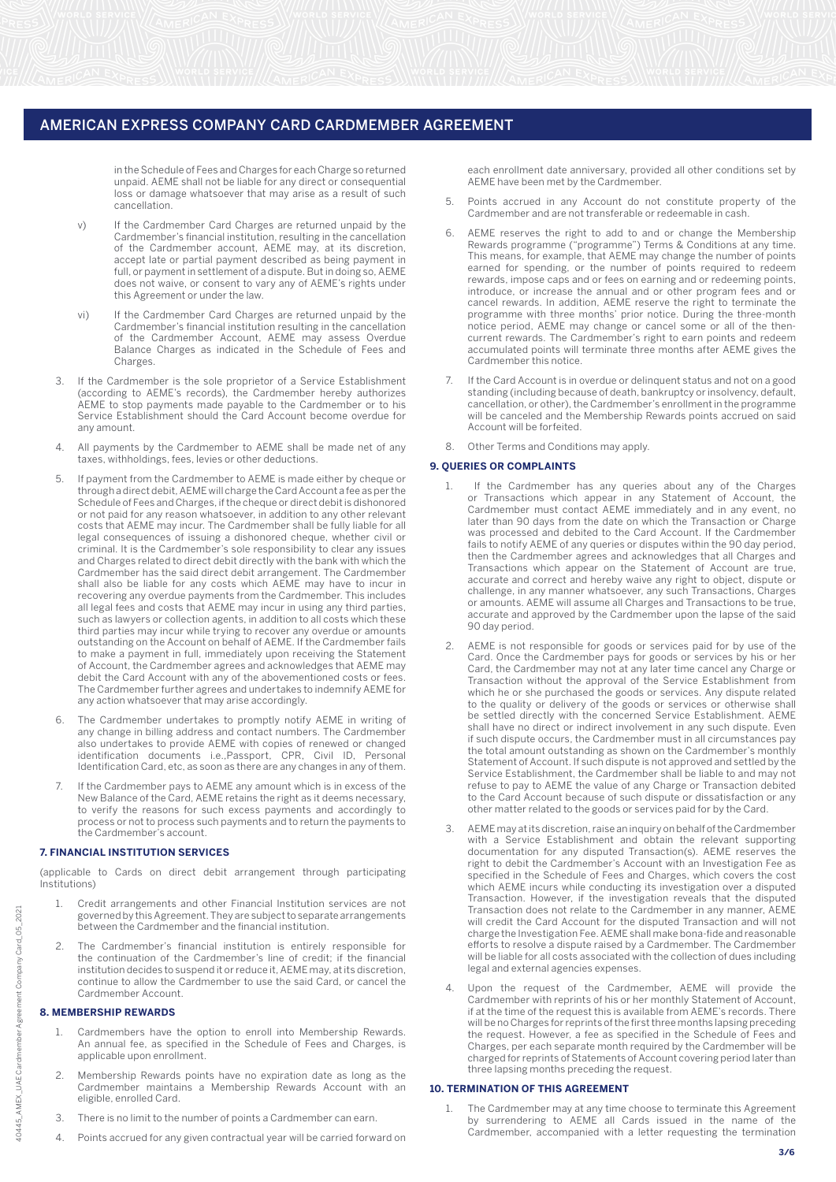in the Schedule of Fees and Charges for each Charge so returned unpaid. AEME shall not be liable for any direct or consequential loss or damage whatsoever that may arise as a result of such cancellation.

v) If the Cardmember Card Charges are returned unpaid by the Cardmember's financial institution, resulting in the cancellation of the Cardmember account, AEME may, at its discretion, accept late or partial payment described as being payment in full, or payment in settlement of a dispute. But in doing so, AEME does not waive, or consent to vary any of AEME's rights under this Agreement or under the law.

vi) If the Cardmember Card Charges are returned unpaid by the Cardmember's financial institution resulting in the cancellation of the Cardmember Account, AEME may assess Overdue Balance Charges as indicated in the Schedule of Fees and Charges.

3. If the Cardmember is the sole proprietor of a Service Establishment (according to AEME's records), the Cardmember hereby authorizes AEME to stop payments made payable to the Cardmember or to his Service Establishment should the Card Account become overdue for any amount.

4. All payments by the Cardmember to AEME shall be made net of any taxes, withholdings, fees, levies or other deductions.

5. If payment from the Cardmember to AEME is made either by cheque or through a direct debit, AEME will charge the Card Account a fee as per the Schedule of Fees and Charges, if the cheque or direct debit is dishonored or not paid for any reason whatsoever, in addition to any other relevant costs that AEME may incur. The Cardmember shall be fully liable for all legal consequences of issuing a dishonored cheque, whether civil or criminal. It is the Cardmember's sole responsibility to clear any issues and Charges related to direct debit directly with the bank with which the Cardmember has the said direct debit arrangement. The Cardmember shall also be liable for any costs which AEME may have to incur in recovering any overdue payments from the Cardmember. This includes all legal fees and costs that AEME may incur in using any third parties, such as lawyers or collection agents, in addition to all costs which these third parties may incur while trying to recover any overdue or amounts outstanding on the Account on behalf of AEME. If the Cardmember fails to make a payment in full, immediately upon receiving the Statement of Account, the Cardmember agrees and acknowledges that AEME may debit the Card Account with any of the abovementioned costs or fees. The Cardmember further agrees and undertakes to indemnify AEME for any action whatsoever that may arise accordingly.

6. The Cardmember undertakes to promptly notify AEME in writing of any change in billing address and contact numbers. The Cardmember also undertakes to provide AEME with copies of renewed or changed identification documents i.e.,Passport, CPR, Civil ID, Personal Identification Card, etc, as soon as there are any changes in any of them.

7. If the Cardmember pays to AEME any amount which is in excess of the New Balance of the Card, AEME retains the right as it deems necessary, to verify the reasons for such excess payments and accordingly to process or not to process such payments and to return the payments to the Cardmember's account.

### 7. FINANCIAL INSTITUTION SERVICES

(applicable to Cards on direct debit arrangement through participating Institutions)

1. Credit arrangements and other Financial Institution services are not governed by this Agreement. They are subject to separate arrangements between the Cardmember and the financial institution.
2. The Cardmember's financial institution is entirely responsible for the continuation of the Cardmember's line of credit; if the financial institution decides to suspend it or reduce it, AEME may, at its discretion, continue to allow the Cardmember to use the said Card, or cancel the Cardmember Account.

### 8. MEMBERSHIP REWARDS

1. Cardmembers have the option to enroll into Membership Rewards. An annual fee, as specified in the Schedule of Fees and Charges, is applicable upon enrollment.
2. Membership Rewards points have no expiration date as long as the Cardmember maintains a Membership Rewards Account with an eligible, enrolled Card.
3. There is no limit to the number of points a Cardmember can earn.
4. Points accrued for any given contractual year will be carried forward on each enrollment date anniversary, provided all other conditions set by AEME have been met by the Cardmember.
5. Points accrued in any Account do not constitute property of the Cardmember and are not transferable or redeemable in cash.
6. AEME reserves the right to add to and or change the Membership Rewards programme ("programme") Terms & Conditions at any time. This means, for example, that AEME may change the number of points earned for spending, or the number of points required to redeem rewards, impose caps and or fees on earning and or redeeming points, introduce, or increase the annual and or other program fees and or cancel rewards. In addition, AEME reserve the right to terminate the programme with three months' prior notice. During the three-month notice period, AEME may change or cancel some or all of the then-current rewards. The Cardmember's right to earn points and redeem accumulated points will terminate three months after AEME gives the Cardmember this notice.
7. If the Card Account is in overdue or delinquent status and not on a good standing (including because of death, bankruptcy or insolvency, default, cancellation, or other), the Cardmember's enrollment in the programme will be canceled and the Membership Rewards points accrued on said Account will be forfeited.
8. Other Terms and Conditions may apply.

### 9. QUERIES OR COMPLAINTS

1. If the Cardmember has any queries about any of the Charges or Transactions which appear in any Statement of Account, the Cardmember must contact AEME immediately and in any event, no later than 90 days from the date on which the Transaction or Charge was processed and debited to the Card Account. If the Cardmember fails to notify AEME of any queries or disputes within the 90 day period, then the Cardmember agrees and acknowledges that all Charges and Transactions which appear on the Statement of Account are true, accurate and correct and hereby waive any right to object, dispute or challenge, in any manner whatsoever, any such Transactions, Charges or amounts. AEME will assume all Charges and Transactions to be true, accurate and approved by the Cardmember upon the lapse of the said 90 day period.
2. AEME is not responsible for goods or services paid for by use of the Card. Once the Cardmember pays for goods or services by his or her Card, the Cardmember may not at any later time cancel any Charge or Transaction without the approval of the Service Establishment from which he or she purchased the goods or services. Any dispute related to the quality or delivery of the goods or services or otherwise shall be settled directly with the concerned Service Establishment. AEME shall have no direct or indirect involvement in any such dispute. Even if such dispute occurs, the Cardmember must in all circumstances pay the total amount outstanding as shown on the Cardmember's monthly Statement of Account. If such dispute is not approved and settled by the Service Establishment, the Cardmember shall be liable to and may not refuse to pay to AEME the value of any Charge or Transaction debited to the Card Account because of such dispute or dissatisfaction or any other matter related to the goods or services paid for by the Card.
3. AEME may at its discretion, raise an inquiry on behalf of the Cardmember with a Service Establishment and obtain the relevant supporting documentation for any disputed Transaction(s). AEME reserves the right to debit the Cardmember's Account with an Investigation Fee as specified in the Schedule of Fees and Charges, which covers the cost which AEME incurs while conducting its investigation over a disputed Transaction. However, if the investigation reveals that the disputed Transaction does not relate to the Cardmember in any manner, AEME will credit the Card Account for the disputed Transaction and will not charge the Investigation Fee. AEME shall make bona-fide and reasonable efforts to resolve a dispute raised by a Cardmember. The Cardmember will be liable for all costs associated with the collection of dues including legal and external agencies expenses.
4. Upon the request of the Cardmember, AEME will provide the Cardmember with reprints of his or her monthly Statement of Account, if at the time of the request this is available from AEME's records. There will be no Charges for reprints of the first three months lapsing preceding the request. However, a fee as specified in the Schedule of Fees and Charges, per each separate month required by the Cardmember will be charged for reprints of Statements of Account covering period later than three lapsing months preceding the request.

### 10. TERMINATION OF THIS AGREEMENT

1. The Cardmember may at any time choose to terminate this Agreement by surrendering to AEME all Cards issued in the name of the Cardmember, accompanied with a letter requesting the termination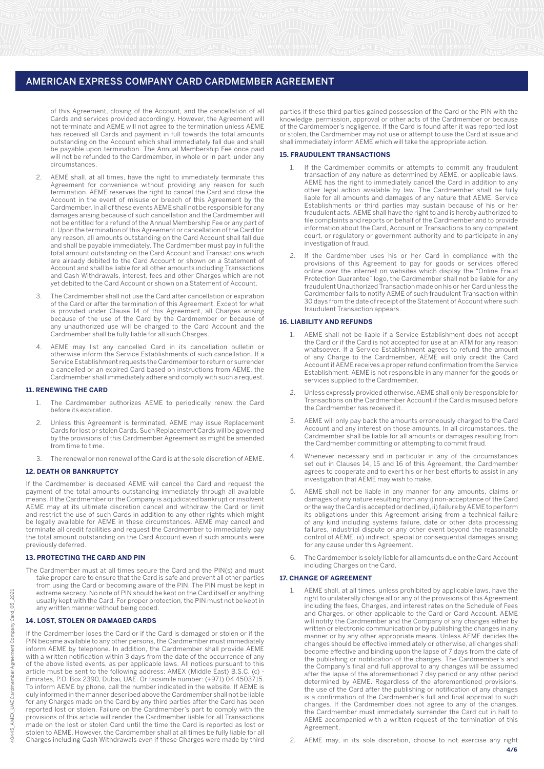of this Agreement, closing of the Account, and the cancellation of all Cards and services provided accordingly. However, the Agreement will not terminate and AEME will not agree to the termination unless AEME has received all Cards and payment in full towards the total amounts outstanding on the Account which shall immediately fall due and shall be payable upon termination. The Annual Membership Fee once paid will not be refunded to the Cardmember, in whole or in part, under any circumstances.

2. AEME shall, at all times, have the right to immediately terminate this Agreement for convenience without providing any reason for such termination. AEME reserves the right to cancel the Card and close the Account in the event of misuse or breach of this Agreement by the Cardmember. In all of these events AEME shall not be responsible for any damages arising because of such cancellation and the Cardmember will not be entitled for a refund of the Annual Membership Fee or any part of it. Upon the termination of this Agreement or cancellation of the Card for any reason, all amounts outstanding on the Card Account shall fall due and shall be payable immediately. The Cardmember must pay in full the total amount outstanding on the Card Account and Transactions which are already debited to the Card Account or shown on a Statement of Account and shall be liable for all other amounts including Transactions and Cash Withdrawals, interest, fees and other Charges which are not yet debited to the Card Account or shown on a Statement of Account.

3. The Cardmember shall not use the Card after cancellation or expiration of the Card or after the termination of this Agreement. Except for what is provided under Clause 14 of this Agreement, all Charges arising because of the use of the Card by the Cardmember or because of any unauthorized use will be charged to the Card Account and the Cardmember shall be fully liable for all such Charges.

4. AEME may list any cancelled Card in its cancellation bulletin or otherwise inform the Service Establishments of such cancellation. If a Service Establishment requests the Cardmember to return or surrender a cancelled or an expired Card based on instructions from AEME, the Cardmember shall immediately adhere and comply with such a request.

### 11. RENEWING THE CARD

1. The Cardmember authorizes AEME to periodically renew the Card before its expiration.

2. Unless this Agreement is terminated, AEME may issue Replacement Cards for lost or stolen Cards. Such Replacement Cards will be governed by the provisions of this Cardmember Agreement as might be amended from time to time.

3. The renewal or non renewal of the Card is at the sole discretion of AEME.

### 12. DEATH OR BANKRUPTCY

If the Cardmember is deceased AEME will cancel the Card and request the payment of the total amounts outstanding immediately through all available means. If the Cardmember or the Company is adjudicated bankrupt or insolvent AEME may at its ultimate discretion cancel and withdraw the Card or limit and restrict the use of such Cards in addition to any other rights which might be legally available for AEME in these circumstances. AEME may cancel and terminate all credit facilities and request the Cardmember to immediately pay the total amount outstanding on the Card Account even if such amounts were previously deferred.

### 13. PROTECTING THE CARD AND PIN

The Cardmember must at all times secure the Card and the PIN(s) and must take proper care to ensure that the Card is safe and prevent all other parties from using the Card or becoming aware of the PIN. The PIN must be kept in extreme secrecy. No note of PIN should be kept on the Card itself or anything usually kept with the Card. For proper protection, the PIN must not be kept in any written manner without being coded.

### 14. LOST, STOLEN OR DAMAGED CARDS

If the Cardmember loses the Card or if the Card is damaged or stolen or if the PIN became available to any other persons, the Cardmember must immediately inform AEME by telephone. In addition, the Cardmember shall provide AEME with a written notification within 3 days from the date of the occurrence of any of the above listed events, as per applicable laws. All notices pursuant to this article must be sent to the following address: AMEX (Middle East) B.S.C. (c) - Emirates, P.O. Box 2390, Dubai, UAE. Or facsimile number: (+971) 04 4503715. To inform AEME by phone, call the number indicated in the website. If AEME is duly informed in the manner described above the Cardmember shall not be liable for any Charges made on the Card by any third parties after the Card has been reported lost or stolen. Failure on the Cardmember's part to comply with the provisions of this article will render the Cardmember liable for all Transactions made on the lost or stolen Card until the time the Card is reported as lost or stolen to AEME. However, the Cardmember shall at all times be fully liable for all Charges including Cash Withdrawals even if these Charges were made by third parties if these third parties gained possession of the Card or the PIN with the knowledge, permission, approval or other acts of the Cardmember or because of the Cardmember's negligence. If the Card is found after it was reported lost or stolen, the Cardmember may not use or attempt to use the Card at issue and shall immediately inform AEME which will take the appropriate action.

### 15. FRAUDULENT TRANSACTIONS

1. If the Cardmember commits or attempts to commit any fraudulent transaction of any nature as determined by AEME, or applicable laws, AEME has the right to immediately cancel the Card in addition to any other legal action available by law. The Cardmember shall be fully liable for all amounts and damages of any nature that AEME, Service Establishments or third parties may sustain because of his or her fraudulent acts. AEME shall have the right to and is hereby authorized to file complaints and reports on behalf of the Cardmember and to provide information about the Card, Account or Transactions to any competent court, or regulatory or government authority and to participate in any investigation of fraud.

2. If the Cardmember uses his or her Card in compliance with the provisions of this Agreement to pay for goods or services offered online over the internet on websites which display the "Online Fraud Protection Guarantee" logo, the Cardmember shall not be liable for any fraudulent Unauthorized Transaction made on his or her Card unless the Cardmember fails to notify AEME of such fraudulent Transaction within 30 days from the date of receipt of the Statement of Account where such fraudulent Transaction appears.

### 16. LIABILITY AND REFUNDS

1. AEME shall not be liable if a Service Establishment does not accept the Card or if the Card is not accepted for use at an ATM for any reason whatsoever. If a Service Establishment agrees to refund the amount of any Charge to the Cardmember, AEME will only credit the Card Account if AEME receives a proper refund confirmation from the Service Establishment. AEME is not responsible in any manner for the goods or services supplied to the Cardmember.

2. Unless expressly provided otherwise, AEME shall only be responsible for Transactions on the Cardmember Account if the Card is misused before the Cardmember has received it.

3. AEME will only pay back the amounts erroneously charged to the Card Account and any interest on those amounts. In all circumstances, the Cardmember shall be liable for all amounts or damages resulting from the Cardmember committing or attempting to commit fraud.

4. Whenever necessary and in particular in any of the circumstances set out in Clauses 14, 15 and 16 of this Agreement, the Cardmember agrees to cooperate and to exert his or her best efforts to assist in any investigation that AEME may wish to make.

5. AEME shall not be liable in any manner for any amounts, claims or damages of any nature resulting from any i) non-acceptance of the Card or the way the Card is accepted or declined, ii) failure by AEME to perform its obligations under this Agreement arising from a technical failure of any kind including systems failure, date or other data processing failures, industrial dispute or any other event beyond the reasonable control of AEME, iii) indirect, special or consequential damages arising for any cause under this Agreement.

6. The Cardmember is solely liable for all amounts due on the Card Account including Charges on the Card.

### 17. CHANGE OF AGREEMENT

1. AEME shall, at all times, unless prohibited by applicable laws, have the right to unilaterally change all or any of the provisions of this Agreement including the fees, Charges, and interest rates on the Schedule of Fees and Charges, or other applicable to the Card or Card Account. AEME will notify the Cardmember and the Company of any changes either by written or electronic communication or by publishing the changes in any manner or by any other appropriate means. Unless AEME decides the changes should be effective immediately or otherwise, all changes shall become effective and binding upon the lapse of 7 days from the date of the publishing or notification of the changes. The Cardmember's and the Company's final and full approval to any changes will be assumed after the lapse of the aforementioned 7 day period or any other period determined by AEME. Regardless of the aforementioned provisions, the use of the Card after the publishing or notification of any changes is a confirmation of the Cardmember's full and final approval to such changes. If the Cardmember does not agree to any of the changes, the Cardmember must immediately surrender the Card cut in half to AEME accompanied with a written request of the termination of this Agreement.

2. AEME may, in its sole discretion, choose to not exercise any right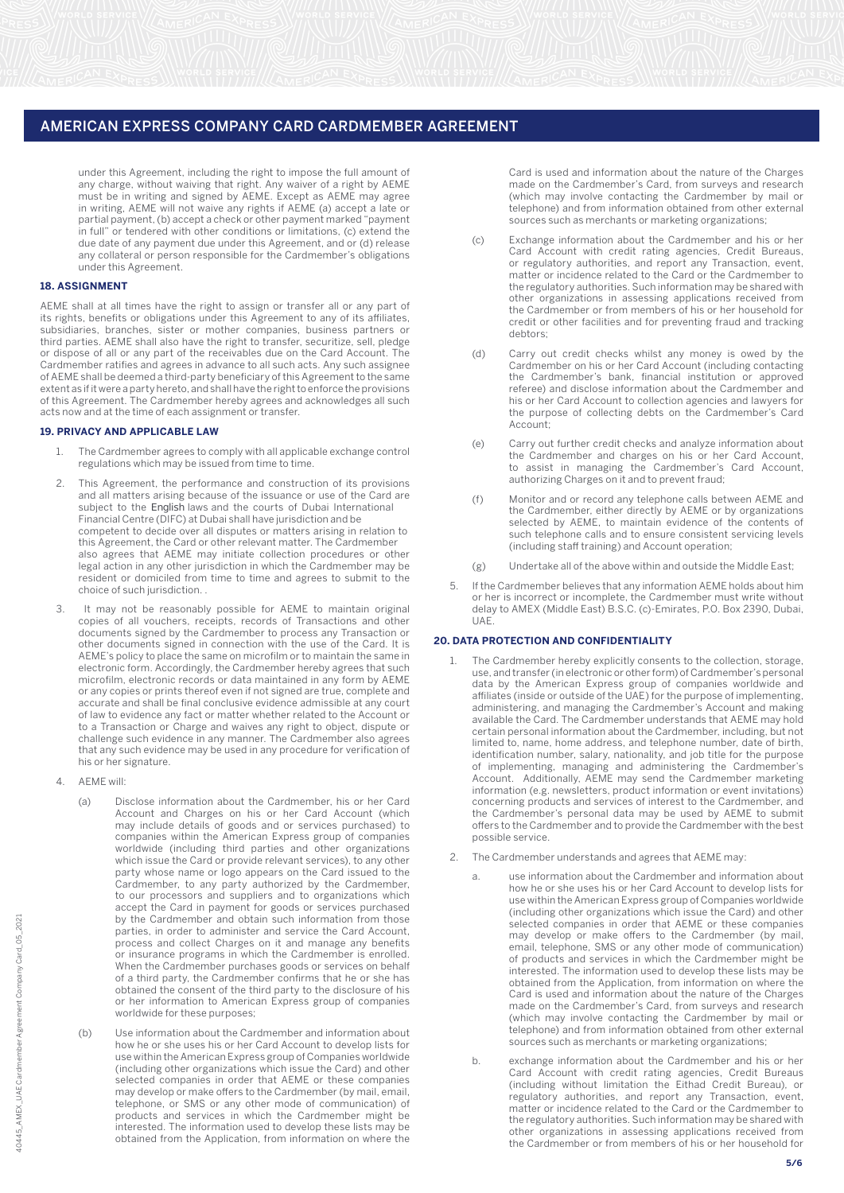under this Agreement, including the right to impose the full amount of any charge, without waiving that right. Any waiver of a right by AEME must be in writing and signed by AEME. Except as AEME may agree in writing, AEME will not waive any rights if AEME (a) accept a late or partial payment, (b) accept a check or other payment marked "payment in full" or tendered with other conditions or limitations, (c) extend the due date of any payment due under this Agreement, and or (d) release any collateral or person responsible for the Cardmember's obligations under this Agreement.

### 18. ASSIGNMENT

AEME shall at all times have the right to assign or transfer all or any part of its rights, benefits or obligations under this Agreement to any of its affiliates, subsidiaries, branches, sister or mother companies, business partners or third parties. AEME shall also have the right to transfer, securitize, sell, pledge or dispose of all or any part of the receivables due on the Card Account. The Cardmember ratifies and agrees in advance to all such acts. Any such assignee of AEME shall be deemed a third-party beneficiary of this Agreement to the same extent as if it were a party hereto, and shall have the right to enforce the provisions of this Agreement. The Cardmember hereby agrees and acknowledges all such acts now and at the time of each assignment or transfer.

### 19. PRIVACY AND APPLICABLE LAW

1. The Cardmember agrees to comply with all applicable exchange control regulations which may be issued from time to time.
2. This Agreement, the performance and construction of its provisions and all matters arising because of the issuance or use of the Card are subject to the English laws and the courts of Dubai International Financial Centre (DIFC) at Dubai shall have jurisdiction and be competent to decide over all disputes or matters arising in relation to this Agreement, the Card or other relevant matter. The Cardmember also agrees that AEME may initiate collection procedures or other legal action in any other jurisdiction in which the Cardmember may be resident or domiciled from time to time and agrees to submit to the choice of such jurisdiction. .
3. It may not be reasonably possible for AEME to maintain original copies of all vouchers, receipts, records of Transactions and other documents signed by the Cardmember to process any Transaction or other documents signed in connection with the use of the Card. It is AEME's policy to place the same on microfilm or to maintain the same in electronic form. Accordingly, the Cardmember hereby agrees that such microfilm, electronic records or data maintained in any form by AEME or any copies or prints thereof even if not signed are true, complete and accurate and shall be final conclusive evidence admissible at any court of law to evidence any fact or matter whether related to the Account or to a Transaction or Charge and waives any right to object, dispute or challenge such evidence in any manner. The Cardmember also agrees that any such evidence may be used in any procedure for verification of his or her signature.
4. AEME will:
   - (a) Disclose information about the Cardmember, his or her Card Account and Charges on his or her Card Account (which may include details of goods and or services purchased) to companies within the American Express group of companies worldwide (including third parties and other organizations which issue the Card or provide relevant services), to any other party whose name or logo appears on the Card issued to the Cardmember, to any party authorized by the Cardmember, to our processors and suppliers and to organizations which accept the Card in payment for goods or services purchased by the Cardmember and obtain such information from those parties, in order to administer and service the Card Account, process and collect Charges on it and manage any benefits or insurance programs in which the Cardmember is enrolled. When the Cardmember purchases goods or services on behalf of a third party, the Cardmember confirms that he or she has obtained the consent of the third party to the disclosure of his or her information to American Express group of companies worldwide for these purposes;
   - (b) Use information about the Cardmember and information about how he or she uses his or her Card Account to develop lists for use within the American Express group of Companies worldwide (including other organizations which issue the Card) and other selected companies in order that AEME or these companies may develop or make offers to the Cardmember (by mail, email, telephone, or SMS or any other mode of communication) of products and services in which the Cardmember might be interested. The information used to develop these lists may be obtained from the Application, from information on where the Card is used and information about the nature of the Charges made on the Cardmember's Card, from surveys and research (which may involve contacting the Cardmember by mail or telephone) and from information obtained from other external sources such as merchants or marketing organizations;
   - (c) Exchange information about the Cardmember and his or her Card Account with credit rating agencies, Credit Bureaus, or regulatory authorities, and report any Transaction, event, matter or incidence related to the Card or the Cardmember to the regulatory authorities. Such information may be shared with other organizations in assessing applications received from the Cardmember or from members of his or her household for credit or other facilities and for preventing fraud and tracking debtors;
   - (d) Carry out credit checks whilst any money is owed by the Cardmember on his or her Card Account (including contacting the Cardmember's bank, financial institution or approved referee) and disclose information about the Cardmember and his or her Card Account to collection agencies and lawyers for the purpose of collecting debts on the Cardmember's Card Account;
   - (e) Carry out further credit checks and analyze information about the Cardmember and charges on his or her Card Account, to assist in managing the Cardmember's Card Account, authorizing Charges on it and to prevent fraud;
   - (f) Monitor and or record any telephone calls between AEME and the Cardmember, either directly by AEME or by organizations selected by AEME, to maintain evidence of the contents of such telephone calls and to ensure consistent servicing levels (including staff training) and Account operation;
   - (g) Undertake all of the above within and outside the Middle East;
5. If the Cardmember believes that any information AEME holds about him or her is incorrect or incomplete, the Cardmember must write without delay to AMEX (Middle East) B.S.C. (c)-Emirates, P.O. Box 2390, Dubai, UAE.

### 20. DATA PROTECTION AND CONFIDENTIALITY

1. The Cardmember hereby explicitly consents to the collection, storage, use, and transfer (in electronic or other form) of Cardmember's personal data by the American Express group of companies worldwide and affiliates (inside or outside of the UAE) for the purpose of implementing, administering, and managing the Cardmember's Account and making available the Card. The Cardmember understands that AEME may hold certain personal information about the Cardmember, including, but not limited to, name, home address, and telephone number, date of birth, identification number, salary, nationality, and job title for the purpose of implementing, managing and administering the Cardmember's Account. Additionally, AEME may send the Cardmember marketing information (e.g. newsletters, product information or event invitations) concerning products and services of interest to the Cardmember, and the Cardmember's personal data may be used by AEME to submit offers to the Cardmember and to provide the Cardmember with the best possible service.
2. The Cardmember understands and agrees that AEME may:
   - a. use information about the Cardmember and information about how he or she uses his or her Card Account to develop lists for use within the American Express group of Companies worldwide (including other organizations which issue the Card) and other selected companies in order that AEME or these companies may develop or make offers to the Cardmember (by mail, email, telephone, SMS or any other mode of communication) of products and services in which the Cardmember might be interested. The information used to develop these lists may be obtained from the Application, from information on where the Card is used and information about the nature of the Charges made on the Cardmember's Card, from surveys and research (which may involve contacting the Cardmember by mail or telephone) and from information obtained from other external sources such as merchants or marketing organizations;
   - b. exchange information about the Cardmember and his or her Card Account with credit rating agencies, Credit Bureaus (including without limitation the Eithad Credit Bureau), or regulatory authorities, and report any Transaction, event, matter or incidence related to the Card or the Cardmember to the regulatory authorities. Such information may be shared with other organizations in assessing applications received from the Cardmember or from members of his or her household for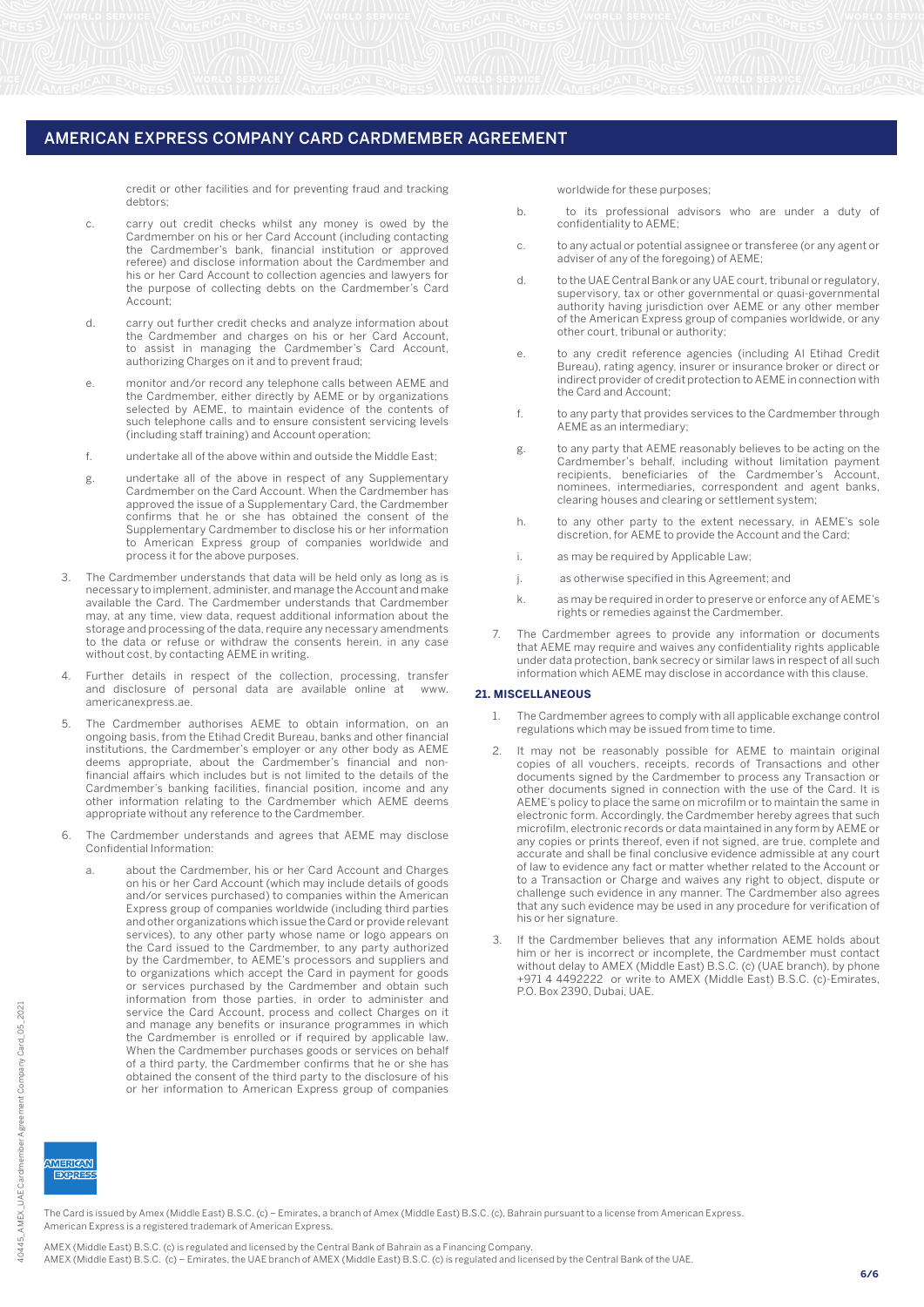credit or other facilities and for preventing fraud and tracking debtors;

c. carry out credit checks whilst any money is owed by the Cardmember on his or her Card Account (including contacting the Cardmember's bank, financial institution or approved referee) and disclose information about the Cardmember and his or her Card Account to collection agencies and lawyers for the purpose of collecting debts on the Cardmember's Card Account;

d. carry out further credit checks and analyze information about the Cardmember and charges on his or her Card Account, to assist in managing the Cardmember's Card Account, authorizing Charges on it and to prevent fraud;

e. monitor and/or record any telephone calls between AEME and the Cardmember, either directly by AEME or by organizations selected by AEME, to maintain evidence of the contents of such telephone calls and to ensure consistent servicing levels (including staff training) and Account operation;

f. undertake all of the above within and outside the Middle East;

g. undertake all of the above in respect of any Supplementary Cardmember on the Card Account. When the Cardmember has approved the issue of a Supplementary Card, the Cardmember confirms that he or she has obtained the consent of the Supplementary Cardmember to disclose his or her information to American Express group of companies worldwide and process it for the above purposes.

3. The Cardmember understands that data will be held only as long as is necessary to implement, administer, and manage the Account and make available the Card. The Cardmember understands that Cardmember may, at any time, view data, request additional information about the storage and processing of the data, require any necessary amendments to the data or refuse or withdraw the consents herein, in any case without cost, by contacting AEME in writing.

4. Further details in respect of the collection, processing, transfer and disclosure of personal data are available online at www.americanexpress.ae.

5. The Cardmember authorises AEME to obtain information, on an ongoing basis, from the Etihad Credit Bureau, banks and other financial institutions, the Cardmember's employer or any other body as AEME deems appropriate, about the Cardmember's financial and non-financial affairs which includes but is not limited to the details of the Cardmember's banking facilities, financial position, income and any other information relating to the Cardmember which AEME deems appropriate without any reference to the Cardmember.

6. The Cardmember understands and agrees that AEME may disclose Confidential Information:

a. about the Cardmember, his or her Card Account and Charges on his or her Card Account (which may include details of goods and/or services purchased) to companies within the American Express group of companies worldwide (including third parties and other organizations which issue the Card or provide relevant services), to any other party whose name or logo appears on the Card issued to the Cardmember, to any party authorized by the Cardmember, to AEME's processors and suppliers and to organizations which accept the Card in payment for goods or services purchased by the Cardmember and obtain such information from those parties, in order to administer and service the Card Account, process and collect Charges on it and manage any benefits or insurance programmes in which the Cardmember is enrolled or if required by applicable law. When the Cardmember purchases goods or services on behalf of a third party, the Cardmember confirms that he or she has obtained the consent of the third party to the disclosure of his or her information to American Express group of companies worldwide for these purposes;

b. to its professional advisors who are under a duty of confidentiality to AEME;

c. to any actual or potential assignee or transferee (or any agent or adviser of any of the foregoing) of AEME;

d. to the UAE Central Bank or any UAE court, tribunal or regulatory, supervisory, tax or other governmental or quasi-governmental authority having jurisdiction over AEME or any other member of the American Express group of companies worldwide, or any other court, tribunal or authority;

e. to any credit reference agencies (including Al Etihad Credit Bureau), rating agency, insurer or insurance broker or direct or indirect provider of credit protection to AEME in connection with the Card and Account;

f. to any party that provides services to the Cardmember through AEME as an intermediary;

g. to any party that AEME reasonably believes to be acting on the Cardmember's behalf, including without limitation payment recipients, beneficiaries of the Cardmember's Account, nominees, intermediaries, correspondent and agent banks, clearing houses and clearing or settlement system;

h. to any other party to the extent necessary, in AEME's sole discretion, for AEME to provide the Account and the Card;

i. as may be required by Applicable Law;

j. as otherwise specified in this Agreement; and

k. as may be required in order to preserve or enforce any of AEME's rights or remedies against the Cardmember.

7. The Cardmember agrees to provide any information or documents that AEME may require and waives any confidentiality rights applicable under data protection, bank secrecy or similar laws in respect of all such information which AEME may disclose in accordance with this clause.

## 21. MISCELLANEOUS

1. The Cardmember agrees to comply with all applicable exchange control regulations which may be issued from time to time.

2. It may not be reasonably possible for AEME to maintain original copies of all vouchers, receipts, records of Transactions and other documents signed by the Cardmember to process any Transaction or other documents signed in connection with the use of the Card. It is AEME's policy to place the same on microfilm or to maintain the same in electronic form. Accordingly, the Cardmember hereby agrees that such microfilm, electronic records or data maintained in any form by AEME or any copies or prints thereof, even if not signed, are true, complete and accurate and shall be final conclusive evidence admissible at any court of law to evidence any fact or matter whether related to the Account or to a Transaction or Charge and waives any right to object, dispute or challenge such evidence in any manner. The Cardmember also agrees that any such evidence may be used in any procedure for verification of his or her signature.

3. If the Cardmember believes that any information AEME holds about him or her is incorrect or incomplete, the Cardmember must contact without delay to AMEX (Middle East) B.S.C. (c) (UAE branch), by phone +971 4 4492222 or write to AMEX (Middle East) B.S.C. (c)-Emirates, P.O. Box 2390, Dubai, UAE.

The Card is issued by Amex (Middle East) B.S.C. (c) – Emirates, a branch of Amex (Middle East) B.S.C. (c), Bahrain pursuant to a license from American Express. American Express is a registered trademark of American Express.

AMEX (Middle East) B.S.C. (c) is regulated and licensed by the Central Bank of Bahrain as a Financing Company.
AMEX (Middle East) B.S.C. (c) – Emirates, the UAE branch of AMEX (Middle East) B.S.C. (c) is regulated and licensed by the Central Bank of the UAE.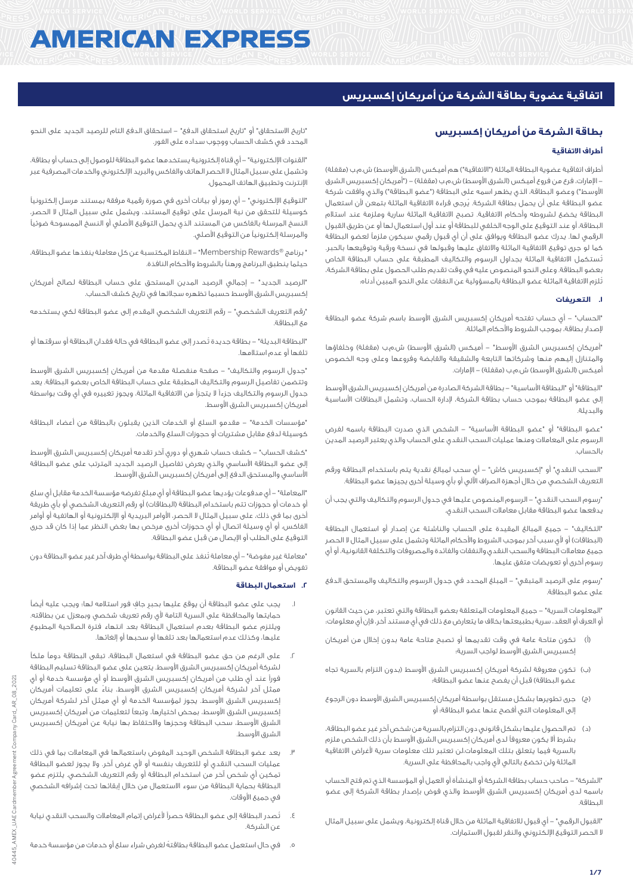# AMERICAN EXPRESS

## اتفاقية عضوية بطاقة الشركة من أمريكان إكسبريس

## بطاقة الشركة من أمريكان إكسبريس

### أطراف الاتفاقية

أطراف اتفاقية عضوية البطاقة الماثلة ("الاتفاقية") هم أميكس (الشرق الأوسط) ش.م.ب (مقفلة) – الإمارات، فرع من فروع أميكس (الشرق الأوسط) ش.م.ب (مقفلة) – ("أمريكان إكسبريس الشرق الأوسط") وعضو البطاقة، الذي يظهر اسمه على البطاقة ("عضو البطاقة") والذي وافقت شركة عضو البطاقة على أن يحمل بطاقة الشركة. يُرجى قراءة الاتفاقية الماثلة بتمعن لأن استعمال البطاقة يخضع لشروطه وأحكام الاتفاقية. تصبح الاتفاقية الماثلة سارية وملزمة عند استلام البطاقة، أو عند التوقيع على الوجه الخلفي للبطاقة أو عند أول استعمال لها أو عن طريق القبول الرقمي لها. يدرك عضو البطاقة ويوافق على أن أي قبول رقمي سيكون ملزماً لعضو البطاقة كما لو جرى توقيع الاتفاقية الماثلة والاتفاق عليها وقبولها في نسخة ورقية وتوقيعها بالحبر. تَستكمل الاتفاقية الماثلة بجداول الرسوم والتكاليف المطبقة على حساب البطاقة الخاص بعضو البطاقة، وعلى النحو المنصوص عليه في وقت تقديم طلب الحصول على بطاقة الشركة. تُلزم الاتفاقية الماثلة عضو البطاقة بالمسؤولية عن النفقات على النحو المبين أدناه:

### ١. التعريفات

"الحساب" – أي حساب تفتحه أمريكان إكسبريس الشرق الأوسط باسم شركة عضو البطاقة لإصدار بطاقة، بموجب الشروط والأحكام الماثلة.

"أمريكان إكسبريس الشرق الأوسط" – أميكس (الشرق الأوسط) ش.م.ب (مقفلة) وخلفاؤها والمتنازل إليهم منها وشركاتها التابعة والشقيقة والقابضة وفروعها وعلى وجه الخصوص أميكس (الشرق الأوسط) ش.م.ب (مقفلة) – الإمارات.

"البطاقة" أو "البطاقة الأساسية" – بطاقة الشركة الصادرة من أمريكان إكسبريس الشرق الأوسط إلى عضو البطاقة بموجب حساب بطاقة الشركة، لإدارة الحساب، وتشمل البطاقات الأساسية والبديلة.

"عضو البطاقة" أو "عضو البطاقة الأساسية" – الشخص الذي صدرت البطاقة باسمه لفرض الرسوم على المعاملات ومنها عمليات السحب النقدي على الحساب والذي يعتبر الرصيد المدين بالحساب.

"السحب النقدي" أو "إكسبريس كاش" – أي سحب لمبالغ نقدية يتم باستخدام البطاقة ورقم التعريف الشخصي من خلال أجهزة الصراف الآلي أو بأي وسيلة أخرى يجيزها عضو البطاقة.

"رسوم السحب النقدي" – الرسوم المنصوص عليها في جدول الرسوم والتكاليف والتي يجب أن يدفعها عضو البطاقة مقابل معاملات السحب النقدي.

"التكاليف" – جميع المبالغ المقيدة على الحساب والناشئة عن إصدار أو استعمال البطاقة (البطاقات) أو لأي سبب آخر بموجب الشروط والأحكام الماثلة وتشمل على سبيل المثال لا الحصر جميع معاملات البطاقة والسحب النقدي والنفقات والفائدة والمصروفات والتكلفة القانونية، أو أي رسوم أخرى أو تعويضات متفق عليها.

"رسوم على الرصيد المتبقي" – المبلغ المحدد في جدول الرسوم والتكاليف والمستحق الدفع على عضو البطاقة.

"المعلومات السرية" – جميع المعلومات المتعلقة بعضو البطاقة والتي تعتبر، من حيث القانون أو العرف أو العقد، سرية بطبيعتها بخلاف ما يتعارض مع ذلك في أي مستند آخر، فإن أي معلومات:

(أ) تكون متاحة عامة في وقت تقديمها أو تصبح متاحة عامة بدون إخلال من أمريكان إكسبريس الشرق الأوسط لواجب السرية؛

(ب) تكون معروفة لشركة أمريكان إكسبريس الشرق الأوسط (بدون التزام بالسرية تجاه عضو البطاقة) قبل أن يفصح عنها عضو البطاقة؛

(ج) جرى تطويرها بشكل مستقل بواسطة أمريكان إكسبريس الشرق الأوسط دون الرجوع إلى المعلومات التي أفصح عنها عضو البطاقة؛ أو

(د) تم الحصول عليها بشكل قانوني دون التزام بالسرية من شخص آخر غير عضو البطاقة، بشرط ألا يكون معروفاً لدى أمريكان إكسبريس الشرق الأوسط بأن ذلك الشخص ملزم بالسرية فيما يتعلق بتلك المعلومات،لن تعتبر تلك معلومات سرية لأغراض الاتفاقية الماثلة ولن تخضع بالتالي لأي واجب بالمحافظة على السرية.

"الشركة" – صاحب حساب بطاقة الشركة أو المنشأة أو العمل أو المؤسسة الذي تم فتح الحساب باسمه لدى أمريكان إكسبريس الشرق الأوسط والذي فوض بإصدار بطاقة الشركة إلى عضو البطاقة.

"القبول الرقمي" – أي قبول للاتفاقية الماثلة من خلال قناة إلكترونية، ويشمل على سبيل المثال لا الحصر التوقيع الإلكتروني والنقر لقبول الاستمارات.

"تاريخ الاستحقاق" أو "تاريخ استحقاق الدفع" – استحقاق الدفع التام للرصيد الجديد على النحو المحدد في كشف الحساب ووجوب سداده على الفور.

"القنوات الإلكترونية" – أي قناة إلكترونية يستخدمها عضو البطاقة للوصول إلى حساب أو بطاقة، وتشمل على سبيل المثال لا الحصر الهاتف والفاكس والبريد الإلكتروني والخدمات المصرفية عبر الإنترنت وتطبيق الهاتف المحمول.

"التوقيع الإلكتروني" – أي رموز أو بيانات أخرى في صورة رقمية مرفقة بمستند مرسل إلكترونياً كوسيلة للتحقق من نية المرسل على توقيع المستند، ويشمل على سبيل المثال لا الحصر، النسخ المرسلة بالفاكس من المستند الذي يحمل التوقيع الأصلي أو النسخ الممسوحة ضوئياً والمرسلة إلكترونياً من التوقيع الأصلي.

" برنامج ®Membership Rewards" – النقاط المكتسبة عن كل معاملة ينفذها عضو البطاقة، حيثما ينطبق البرنامج رهناً بالشروط والأحكام النافذة.

"الرصيد الجديد" – إجمالي الرصيد المدين المستحق على حساب البطاقة لصالح أمريكان إكسبريس الشرق الأوسط حسبما تظهره سجلاتها في تاريخ كشف الحساب.

"رقم التعريف الشخصي" – رقم التعريف الشخصي المقدم إلى عضو البطاقة لكي يستخدمه مع البطاقة.

"البطاقة البديلة" – بطاقة جديدة تُصدر إلى عضو البطاقة في حالة فقدان البطاقة أو سرقتها أو تلفها أو عدم استلامها.

"جدول الرسوم والتكاليف" – صفحة منفصلة مقدمة من أمريكان إكسبريس الشرق الأوسط وتتضمن تفاصيل الرسوم والتكاليف المطبقة على حساب البطاقة الخاص بعضو البطاقة. يعد جدول الرسوم والتكاليف جزءاً لا يتجزأ من الاتفاقية الماثلة، ويجوز تغييره في أي وقت بواسطة أمريكان إكسبريس الشرق الأوسط.

"مؤسسات الخدمة" – مقدمو السلع أو الخدمات الذين يقبلون بالبطاقة من أعضاء البطاقة كوسيلة لدفع مقابل مشتريات أو حجوزات السلع والخدمات.

"كشف الحساب" – كشف حساب شهري أو دوري آخر تقدمه أمريكان إكسبريس الشرق الأوسط إلى عضو البطاقة الأساسي والذي يعرض تفاصيل الرصيد الجديد المترتب على عضو البطاقة الأساسي والمستحق الدفع إلى أمريكان إكسبريس الشرق الأوسط.

"المعاملة" – أي مدفوعات يؤديها عضو البطاقة أو أي مبلغ تفرضه مؤسسة الخدمة مقابل أي سلع أو خدمات أو حجوزات تتم باستخدام البطاقة (البطاقات) أو رقم التعريف الشخصي أو بأي طريقة أخرى بما في ذلك، على سبيل المثال لا الحصر، الأوامر البريدية أو الإلكترونية أو الهاتفية أو أوامر الفاكس، أو أي وسيلة اتصال أو أي حجوزات أخرى مرخص بها بغض النظر عما إذا كان قد جرى التوقيع على الطلب أو الإيصال من قبل عضو البطاقة.

"معاملة غير مفوضة" – أي معاملة تُنفذ على البطاقة بواسطة أي طرف آخر غير عضو البطاقة دون تفويض أو موافقة عضو البطاقة.

### ٢. استعمال البطاقة

١. يجب على عضو البطاقة أن يوقع عليها بحبر جافٍ فور استلامه لها، ويجب عليه أيضاً حمايتها والمحافظة على السرية التامة لأي رقم تعريف شخصي وبمعزل عن بطاقته. ويلتزم عضو البطاقة بعدم استعمال البطاقة بعد انتهاء فترة الصلاحية المطبوع عليها، وكذلك عدم استعمالها بعد تلفها أو سحبها أو إلغائها.

٢. على الرغم من حق عضو البطاقة في استعمال البطاقة، تبقى البطاقة دوماً ملكاً لشركة أمريكان إكسبريس الشرق الأوسط. يتعين على عضو البطاقة تسليم البطاقة فوراً عند أي طلب من أمريكان إكسبريس الشرق الأوسط أو أي مؤسسة خدمة أو أي ممثل آخر لشركة أمريكان إكسبريس الشرق الأوسط، بناءً على تعليمات أمريكان إكسبريس الشرق الأوسط. يجوز لمؤسسة الخدمة أو لأي ممثل آخر لشركة أمريكان إكسبريس الشرق الأوسط، بمحض اختيارها، وتبعاً لتعليمات من أمريكان إكسبريس الشرق الأوسط، سحب البطاقة وحجزها والاحتفاظ بها نيابة عن أمريكان إكسبريس الشرق الأوسط.

٣. يعد عضو البطاقة الشخص الوحيد المفوض باستعمالها في المعاملات بما في ذلك عمليات السحب النقدي أو للتعريف بنفسه أو لأي غرض آخر. ولا يجوز لعضو البطاقة تمكين أي شخص آخر من استخدام البطاقة أو رقم التعريف الشخصي. يلتزم عضو البطاقة بحماية البطاقة من سوء الاستعمال من خلال إبقائها تحت إشرافه الشخصي في جميع الأوقات.

٤. تُصدر البطاقة إلى عضو البطاقة حصراً لأغراض إتمام المعاملات والسحب النقدي نيابة عن الشركة.

٥. في حال استعمل عضو البطاقة بطاقتهُ لغرض شراء سلع أو خدمات من مؤسسة خدمة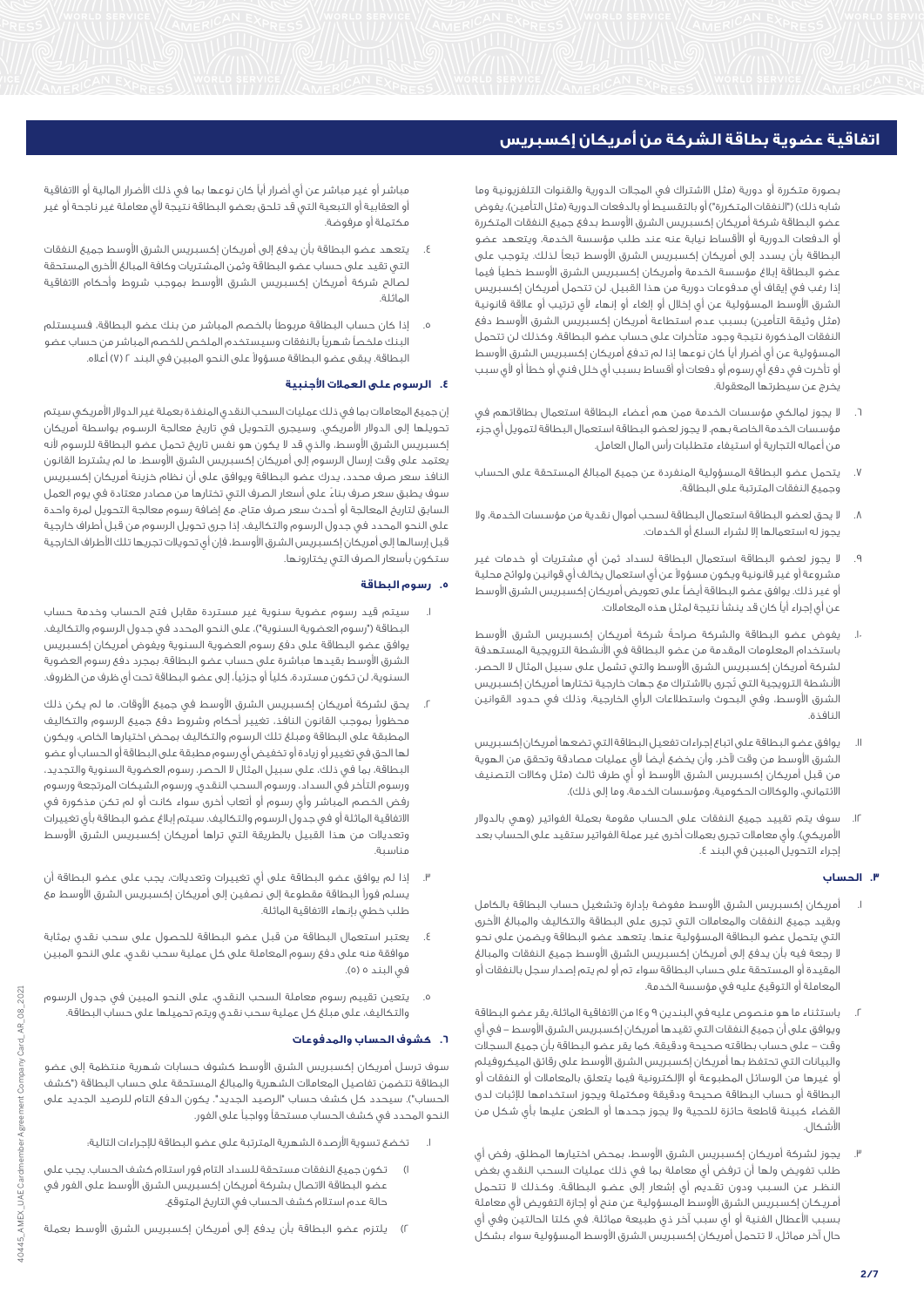# اتفاقية عضوية بطاقة الشركة من أمريكان إكسبريس

بصورة متكررة أو دورية (مثل الاشتراك في المجلات الدورية والقنوات التلفزيونية وما شابه ذلك) ("النفقات المتكررة") أو بالتقسيط أو بالدفعات الدورية (مثل التأمين)، يفوض عضو البطاقة شركة أمريكان إكسبريس الشرق الأوسط بدفع جميع النفقات المتكررة أو الدفعات الدورية أو الأقساط نيابة عنه عند طلب مؤسسة الخدمة، ويتعهد عضو البطاقة بأن يسدد إلى أمريكان إكسبريس الشرق الأوسط تبعاً لذلك. يتوجب على عضو البطاقة إبلاغ مؤسسة الخدمة وأمريكان إكسبريس الشرق الأوسط خطياً فيما إذا رغب في إيقاف أي مدفوعات دورية من هذا القبيل. لن تتحمل أمريكان إكسبريس الشرق الأوسط المسؤولية عن أي إخلال أو إلغاء أو إنهاء لأي ترتيب أو علاقة قانونية (مثل وثيقة التأمين) بسبب عدم استطاعة أمريكان إكسبريس الشرق الأوسط دفع النفقات المذكورة نتيجة وجود متأخرات على حساب عضو البطاقة. وكذلك لن تتحمل المسؤولية عن أي أضرار أياً كان نوعها إذا لم تدفع أمريكان إكسبريس الشرق الأوسط أو تأخرت في دفع أي رسوم أو دفعات أو أقساط بسبب أي خلل فني أو خطأ أو لأي سبب يخرج عن سيطرتها المعقولة.

٦. لا يجوز لمالكي مؤسسات الخدمة ممن هم أعضاء البطاقة استعمال بطاقاتهم في مؤسسات الخدمة الخاصة بهم، لا يجوز لعضو البطاقة استعمال البطاقة لتمويل أي جزء من أعماله التجارية أو استيفاء متطلبات رأس المال العامل.

٧. يتحمل عضو البطاقة المسؤولية المنفردة عن جميع المبالغ المستحقة على الحساب وجميع النفقات المترتبة على البطاقة.

٨. لا يحق لعضو البطاقة استعمال البطاقة لسحب أموال نقدية من مؤسسات الخدمة، ولا يجوز له استعمالها إلا لشراء السلع أو الخدمات.

٩. لا يجوز لعضو البطاقة استعمال البطاقة لسداد ثمن أي مشتريات أو خدمات غير مشروعة أو غير قانونية ويكون مسؤولاً عن أي استعمال يخالف أي قوانين ولوائح محلية أو غير ذلك. يوافق عضو البطاقة أيضاً على تعويض أمريكان إكسبريس الشرق الأوسط عن أي إجراء أياً كان قد ينشأ نتيجة لمثل هذه المعاملات.

١٠. يفوض عضو البطاقة والشركة صراحةً شركة أمريكان إكسبريس الشرق الأوسط باستخدام المعلومات المقدمة من عضو البطاقة في الأنشطة الترويجية المستهدفة لشركة أمريكان إكسبريس الشرق الأوسط والتي تشمل على سبيل المثال لا الحصر، الأنشطة الترويجية التي تُجرى بالاشتراك مع جهات خارجية تختارها أمريكان إكسبريس الشرق الأوسط، وفي البحوث واستطلاعات الرأي الخارجية، وذلك في حدود القوانين النافذة.

١١. يوافق عضو البطاقة على اتباع إجراءات تفعيل البطاقة التي تضعها أمريكان إكسبريس الشرق الأوسط من وقت لآخر، وأن يخضع أيضاً لأي عمليات مصادقة وتحقق من الهوية من قبل أمريكان إكسبريس الشرق الأوسط أو أي طرف ثالث (مثل وكالات التصنيف الائتماني، والوكالات الحكومية، ومؤسسات الخدمة، وما إلى ذلك).

١٢. سوف يتم تقييد جميع النفقات على الحساب مقومة بعملة الفواتير (وهي بالدولار الأمريكي). وأي معاملات تجرى بعملات أخرى غير عملة الفواتير ستقيد على الحساب بعد إجراء التحويل المبين في البند ٤.

## ٣. الحساب

١. أمريكان إكسبريس الشرق الأوسط مفوضة بإدارة وتشغيل حساب البطاقة بالكامل ويقيد جميع النفقات والمعاملات التي تجرى على البطاقة والتكاليف والمبالغ الأخرى التي يتحمل عضو البطاقة المسؤولية عنها. يتعهد عضو البطاقة ويضمن على نحو لا رجعة فيه بأن يدفع إلى أمريكان إكسبريس الشرق الأوسط جميع النفقات والمبالغ المقيدة أو المستحقة على حساب البطاقة سواء تم أو لم يتم إصدار سجل بالنفقات أو المعاملة أو التوقيع عليه في مؤسسة الخدمة.

٢. باستثناء ما هو منصوص عليه في البندين ٩ و١٤ من الاتفاقية الماثلة، يقر عضو البطاقة ويوافق على أن جميع النفقات التي تقيدها أمريكان إكسبريس الشرق الأوسط – في أي وقت – على حساب بطاقته صحيحة ودقيقة. كما يقر عضو البطاقة بأن جميع السجلات والبيانات التي تحتفظ بها أمريكان إكسبريس الشرق الأوسط على رقائق الميكروفيلم أو غيرها من الوسائل المطبوعة أو الإلكترونية فيما يتعلق بالمعاملات أو النفقات أو البطاقة أو حساب البطاقة صحيحة ودقيقة ومكتملة ويجوز استخدامها للإثبات لدى القضاء كبينة قاطعة حائزة للحجية ولا يجوز جحدها أو الطعن عليها بأي شكل من الأشكال.

٣. يجوز لشركة أمريكان إكسبريس الشرق الأوسط، بمحض اختيارها المطلق، رفض أي طلب تفويض ولها أن ترفض أي معاملة بما في ذلك عمليات السحب النقدي بغض النظر عن السبب ودون تقديم أي إشعار إلى عضو البطاقة. وكذلك لا تتحمل أمريكان إكسبريس الشرق الأوسط المسؤولية عن منح أو إجازة التفويض لأي معاملة بسبب الأعطال الفنية أو أي سبب آخر ذي طبيعة مماثلة. في كلتا الحالتين وفي أي حال آخر مماثل، لا تتحمل أمريكان إكسبريس الشرق الأوسط المسؤولية سواء بشكل مباشر أو غير مباشر عن أي أضرار أياً كان نوعها بما في ذلك الأضرار المالية أو الاتفاقية أو العقابية أو التبعية التي قد تلحق بعضو البطاقة نتيجة لأي معاملة غير ناجحة أو غير مكتملة أو مرفوضة.

٤. يتعهد عضو البطاقة بأن يدفع إلى أمريكان إكسبريس الشرق الأوسط جميع النفقات التي تقيد على حساب عضو البطاقة وثمن المشتريات وكافة المبالغ الأخرى المستحقة لصالح شركة أمريكان إكسبريس الشرق الأوسط بموجب شروط وأحكام الاتفاقية الماثلة.

٥. إذا كان حساب البطاقة مربوطاً بالخصم المباشر من بنك عضو البطاقة، فسيستلم البنك ملخصاً شهرياً بالنفقات وسيستخدم الملخص للخصم المباشر من حساب عضو البطاقة. يبقى عضو البطاقة مسؤولاً على النحو المبين في البند ٢ (٧) أعلاه.

## ٤. الرسوم على العملات الأجنبية

إن جميع المعاملات بما في ذلك عمليات السحب النقدي المنفذة بعملة غير الدولار الأمريكي سيتم تحويلها إلى الدولار الأمريكي. وسيجرى التحويل في تاريخ معالجة الرسوم بواسطة أمريكان إكسبريس الشرق الأوسط، والذي قد لا يكون هو نفس تاريخ تحمل عضو البطاقة للرسوم لأنه يعتمد على وقت إرسال الرسوم إلى أمريكان إكسبريس الشرق الأوسط. ما لم يشترط القانون النافذ سعر صرف محدد، يدرك عضو البطاقة ويوافق على أن نظام خزينة أمريكان إكسبريس سوف يطبق سعر صرف بناءً على أسعار الصرف التي تختارها من مصادر معتادة في يوم العمل السابق لتاريخ المعالجة أو أحدث سعر صرف متاح، مع إضافة رسوم معالجة التحويل لمرة واحدة على النحو المحدد في جدول الرسوم والتكاليف. إذا جرى تحويل الرسوم من قبل أطراف خارجية قبل إرسالها إلى أمريكان إكسبريس الشرق الأوسط، فإن أي تحويلات تجريها تلك الأطراف الخارجية ستكون بأسعار الصرف التي يختارونها.

## ٥. رسوم البطاقة

١. سيتم قيد رسوم عضوية سنوية غير مستردة مقابل فتح الحساب وخدمة حساب البطاقة ("رسوم العضوية السنوية")، على النحو المحدد في جدول الرسوم والتكاليف. يوافق عضو البطاقة على دفع رسوم العضوية السنوية ويفوض أمريكان إكسبريس الشرق الأوسط بقيدها مباشرة على حساب عضو البطاقة. بمجرد دفع رسوم العضوية السنوية، لن تكون مستردة، كلياً أو جزئياً، إلى عضو البطاقة تحت أي ظرف من الظروف.

٢. يحق لشركة أمريكان إكسبريس الشرق الأوسط في جميع الأوقات، ما لم يكن ذلك محظوراً بموجب القانون النافذ، تغيير أحكام وشروط دفع جميع الرسوم والتكاليف المطبقة على البطاقة ومبلغ تلك الرسوم والتكاليف بمحض اختيارها الخاص، ويكون لها الحق في تغيير أو زيادة أو تخفيض أي رسوم مطبقة على البطاقة أو الحساب أو عضو البطاقة، بما في ذلك، على سبيل المثال لا الحصر، رسوم العضوية السنوية والتجديد، ورسوم التأخر في السداد، ورسوم السحب النقدي، ورسوم الشيكات المرتجعة ورسوم رفض الخصم المباشر وأي رسوم أو أتعاب أخرى سواء كانت أو لم تكن مذكورة في الاتفاقية الماثلة أو في جدول الرسوم والتكاليف. سيتم إبلاغ عضو البطاقة بأي تغييرات وتعديلات من هذا القبيل بالطريقة التي تراها أمريكان إكسبريس الشرق الأوسط مناسبة.

٣. إذا لم يوافق عضو البطاقة على أي تغييرات وتعديلات، يجب على عضو البطاقة أن يسلم فوراً البطاقة مقطوعة إلى نصفين إلى أمريكان إكسبريس الشرق الأوسط مع طلب خطي بإنهاء الاتفاقية الماثلة.

٤. يعتبر استعمال البطاقة من قبل عضو البطاقة للحصول على سحب نقدي بمثابة موافقة منه على دفع رسوم المعاملة على كل عملية سحب نقدي، على النحو المبين في البند ٥ (٥).

٥. يتعين تقييم رسوم معاملة السحب النقدي، على النحو المبين في جدول الرسوم والتكاليف، على مبلغ كل عملية سحب نقدي ويتم تحميلها على حساب البطاقة.

## ٦. كشوف الحساب والمدفوعات

سوف ترسل أمريكان إكسبريس الشرق الأوسط كشوف حسابات شهرية منتظمة إلى عضو البطاقة تتضمن تفاصيل المعاملات الشهرية والمبالغ المستحقة على حساب البطاقة ("كشف الحساب"). سيحدد كل كشف حساب "الرصيد الجديد". يكون الدفع التام للرصيد الجديد على النحو المحدد في كشف الحساب مستحقاً وواجباً على الفور.

١. تخضع تسوية الأرصدة الشهرية المترتبة على عضو البطاقة للإجراءات التالية:

١) تكون جميع النفقات مستحقة للسداد التام فور استلام كشف الحساب. يجب على عضو البطاقة الاتصال بشركة أمريكان إكسبريس الشرق الأوسط على الفور في حالة عدم استلام كشف الحساب في التاريخ المتوقع.

٢) يلتزم عضو البطاقة بأن يدفع إلى أمريكان إكسبريس الشرق الأوسط بعملة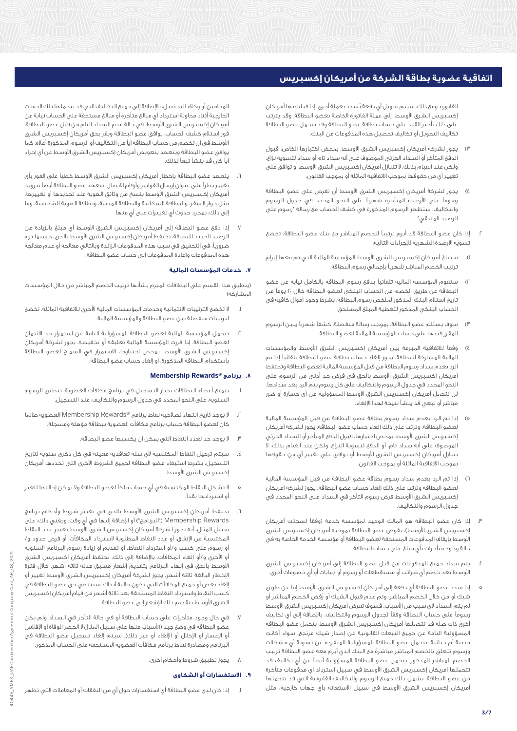# اتفاقية عضوية بطاقة الشركة من أمريكان إكسبريس

الفاتورة. ومع ذلك، سيتم تحويل أي دفعة تسدد بعملة أخرى، إذا قبلت بها أمريكان إكسبريس الشرق الأوسط، إلى عملة الفاتورة الخاصة بعضو البطاقة. وقد يترتب على ذلك تأخير القيد على حساب بطاقة عضو البطاقة وقد يتحمل عضو البطاقة تكاليف التحويل أو تكاليف تحصيل هذه المدفوعات من البنك.

٣) يجوز لشركة أمريكان إكسبريس الشرق الأوسط، بمحض اختيارها الخاص، قبول الدفع المتأخر أو السداد الجزئي الموصوف على أنه سداد تام أو سداد لتسوية نزاع، ولكن عند القيام بذلك، لا تتنازل أمريكان إكسبريس الشرق الأوسط أو توافق على تغيير أي من حقوقها بموجب الاتفاقية الماثلة أو بموجب القانون.

٤) يجوز لشركة أمريكان إكسبريس الشرق الأوسط أن تفرض على عضو البطاقة رسوماً على الأرصدة المتأخرة شهرياً على النحو المحدد في جدول الرسوم والتكاليف. ستظهر الرسوم المذكورة في كشف الحساب مع رسالة "رسوم على الرصيد المتبقي".

٢. إذا كان عضو البطاقة قد أبرم ترتيباً للخصم المباشر مع بنك عضو البطاقة، تخضع تسوية الأرصدة الشهرية للإجراءات التالية:

١) ستبلغ أمريكان إكسبريس الشرق الأوسط المؤسسة المالية التي تم معها إبرام ترتيب الخصم المباشر شهرياً بإجمالي رسوم البطاقة.

٢) ستقوم المؤسسة المالية تلقائياً بدفع رسوم البطاقة بالكامل نيابة عن عضو البطاقة عن طريق الخصم من الحساب البنكي لعضو البطاقة خلال ٢٠ يوماً من تاريخ استلام البنك المذكور لملخص رسوم البطاقة، بشرط وجود أموال كافية في الحساب البنكي المذكور لتغطية المبلغ المستحق.

٣) سوف يستلم عضو البطاقة، بموجب رسالة منفصلة، كشفاً شهرياً يبين الرسوم المقرر قيدها على حساب المؤسسة المالية لعضو البطاقة.

٤) وفقاً للاتفاقية المبرمة بين أمريكان إكسبريس الشرق الأوسط والمؤسسات المالية المشاركة للبطاقة، يجوز إلغاء حساب بطاقة عضو البطاقة تلقائياً إذا تم الرد بعدم سداد رسوم البطاقة من قبل المؤسسة المالية لعضو البطاقة وتحتفظ أمريكان إكسبريس الشرق الأوسط بالحق في فرض حد أدنى من الرسوم على النحو المحدد في جدول الرسوم والتكاليف على كل رسوم يتم الرد بعد سدادها. لن تتحمل أمريكان إكسبريس الشرق الأوسط المسؤولية عن أي خسارة أو ضرر مباشر أو تبعي قد ينشأ نتيجة لهذا الإلغاء.

٥) إذا تم الرد بعدم سداد رسوم بطاقة عضو البطاقة من قبل المؤسسة المالية لعضو البطاقة، وترتب على ذلك إلغاء حساب عضو البطاقة، يجوز لشركة أمريكان إكسبريس الشرق الأوسط، بمحض اختيارها، قبول الدفع المتأخر أو السداد الجزئي الموصوف على أنه سداد تام، أو الدفع لتسوية النزاع، ولكن عند القيام بذلك، لا تتنازل أمريكان إكسبريس الشرق الأوسط أو توافق على تغيير أي من حقوقها بموجب الاتفاقية الماثلة أو بموجب القانون.

٦) إذا تم الرد بعدم سداد رسوم بطاقة عضو البطاقة من قبل المؤسسة المالية لعضو البطاقة وترتب على ذلك إلغاء حساب عضو البطاقة، يجوز لشركة أمريكان إكسبريس الشرق الأوسط فرض رسوم التأخر في السداد على النحو المحدد في جدول الرسوم والتكاليف.

٣. إذا كان عضو البطاقة هو المالك الوحيد لمؤسسة خدمة (وفقاً لسجلات أمريكان إكسبريس الشرق الأوسط)، يفوض عضو البطاقة بموجبه أمريكان إكسبريس الشرق الأوسط بإيقاف المدفوعات المستحقة لعضو البطاقة أو مؤسسة الخدمة الخاصة به في حالة وجود متأخرات بأي مبلغ على حساب البطاقة.

٤. يتم سداد جميع المدفوعات من قبل عضو البطاقة إلى أمريكان إكسبريس الشرق الأوسط بعد خصم أي ضرائب أو مستقطعات أو رسوم أو جبايات أو أي خصومات أخرى.

٥. إذا سدد عضو البطاقة أي دفعة إلى أمريكان إكسبريس الشرق الأوسط إما عن طريق شيك أو من خلال الخصم المباشر، وتم عدم قبول الشيك أو رَفض الخصم المباشر أو لم يتم السداد لأي سبب من الأسباب، فسوف تفرض أمريكان إكسبريس الشرق الأوسط رسوماً على حساب البطاقة وفقاً لجدول الرسوم والتكاليف، بالإضافة إلى أي تكاليف أخرى ذات صلة قد تتحملها أمريكان إكسبريس الشرق الأوسط. يتحمل عضو البطاقة المسؤولية التامة عن جميع التبعات القانونية عن إصدار شيك مرتجع، سواء أكانت مدنية أم جنائية. يتحمل عضو البطاقة المسؤولية المنفردة عن تسوية أي مشكلات ورسوم تتعلق بالخصم المباشر مباشرة مع البنك الذي أبرم معه عضو البطاقة ترتيب الخصم المباشر المذكور. يتحمل عضو البطاقة المسؤولية أيضاً عن أي تكاليف قد تتحملها أمريكان إكسبريس الشرق الأوسط في سبيل استرداد أي مدفوعات متأخرة من عضو البطاقة. يشمل ذلك جميع الرسوم والتكاليف القانونية التي قد تتحملها أمريكان إكسبريس الشرق الأوسط في سبيل الاستعانة بأي جهات خارجية، مثل المحامين أو وكلاء التحصيل، بالإضافة إلى جميع التكاليف التي قد تتحملها تلك الجهات الخارجية أثناء محاولة استرداد أي مبالغ متأخرة أو مبالغ مستحقة على الحساب نيابة عن أمريكان إكسبريس الشرق الأوسط. في حالة عدم السداد التام من قبل عضو البطاقة، فور استلام كشف الحساب، يوافق عضو البطاقة ويقر بحق أمريكان إكسبريس الشرق الأوسط في أن تخصم من حساب البطاقة أياً من التكاليف أو الرسوم المذكورة أعلاه. كما يوافق عضو البطاقة ويتعهد بتعويض أمريكان إكسبريس الشرق الأوسط عن أي إجراء أياً كان قد ينشأ تبعاً لذلك.

٦. يتعهد عضو البطاقة بإخطار أمريكان إكسبريس الشرق الأوسط خطياً على الفور بأي تغيير يطرأ على عنوان إرسال الفواتير وأرقام الاتصال. يتعهد عضو البطاقة أيضاً بتزويد أمريكان إكسبريس الشرق الأوسط بنسخ من وثائق الهوية عند تجديدها أو تغييرها، مثل جواز السفر، والبطاقة السكانية والبطاقة المدنية، وبطاقة الهوية الشخصية، وما إلى ذلك، بمجرد حدوث أي تغييرات على أي منها.

٧. إذا دفع عضو البطاقة إلى أمريكان إكسبريس الشرق الأوسط أي مبلغ بالزيادة عن الرصيد الجديد للبطاقة، تحتفظ أمريكان إكسبريس الشرق الأوسط بالحق، حسبما تراه ضرورياً، في التحقيق في سبب هذه المدفوعات الزائدة وبالتالي معالجة أو عدم معالجة هذه المدفوعات وإعادة المدفوعات إلى حساب عضو البطاقة.

## ٧. خدمات المؤسسات المالية

(ينطبق هذا القسم على البطاقات المبرم بشأنها ترتيب الخصم المباشر من خلال المؤسسات المشاركة)

١. لا تخضع الترتيبات الائتمانية وخدمات المؤسسات المالية الأخرى للاتفاقية الماثلة. تخضع لترتيبات منفصلة بين عضو البطاقة والمؤسسة المالية.

٢. تتحمل المؤسسة المالية لعضو البطاقة المسؤولية التامة عن استمرار حد الائتمان لعضو البطاقة. إذا قررت المؤسسة المالية تعليقه أو تخفيضه، يجوز لشركة أمريكان إكسبريس الشرق الأوسط، بمحض اختيارها، الاستمرار في السماح لعضو البطاقة باستخدام البطاقة المذكورة، أو إلغاء حساب عضو البطاقة.

## ٨. برنامج ®Membership Rewards

١. يتمتع أعضاء البطاقات بخيار التسجيل في برنامج مكافآت العضوية. تنطبق الرسوم السنوية، على النحو المحدد في جدول الرسوم والتكاليف، عند التسجيل.

٢. لا يوجد تاريخ انتهاء لصلاحية نقاط برنامج ®Membership Rewards العضوية طالما كان لعضو البطاقة برنامج مكافآت العضوية ببطاقة مؤهلة ومسجلة.

٣. لا يوجد حد لعدد النقاط التي يمكن أن يكسبها عضو البطاقة.

٤. سيتم ترحيل النقاط المكتسبة لأي سنة تعاقدية معينة في كل ذكرى سنوية لتاريخ التسجيل، بشرط استيفاء عضو البطاقة لجميع الشروط الأخرى التي تحددها أمريكان إكسبريس الشرق الأوسط.

٥. لا تشكل النقاط المكتسبة في أي حساب ملكاً لعضو البطاقة ولا يمكن إحالتها للغير أو استردادها نقداً.

٦. تحتفظ أمريكان إكسبريس الشرق الأوسط بالحق في تغيير شروط وأحكام برنامج Membership Rewards ("البرنامج") أو الإضافة إليها في أي وقت. ويعني ذلك، على سبيل المثال، أنه يجوز لشركة أمريكان إكسبريس الشرق الأوسط تغيير عدد النقاط المكتسبة عن الإنفاق، أو عدد النقاط المطلوبة لاسترداد المكافآت، أو فرض حدود و/ أو رسوم على كسب و/أو استرداد النقاط، أو تقديم أو زيادة رسوم البرنامج السنوية أو الأخرى و/أو إلغاء المكافآت. بالإضافة إلى ذلك، تحتفظ أمريكان إكسبريس الشرق الأوسط بالحق في إنهاء البرنامج بتقديم إشعار مسبق مدته ثلاثة أشهر. خلال فترة الإخطار البالغة ثلاثة أشهر، يجوز لشركة أمريكان إكسبريس الشرق الأوسط تغيير أو إلغاء بعض أو جميع المكافآت التي تكون حالية آنذاك. سينتهي حق عضو البطاقة في كسب النقاط واسترداد النقاط المستحقة بعد ثلاثة أشهر من قيام أمريكان إكسبريس الشرق الأوسط بتقديم ذلك الإشعار إلى عضو البطاقة.

٧. في حال وجود متأخرات على حساب البطاقة أو في حالة التأخر في السداد ولم يكن عضو البطاقة في وضع جيد (لأسباب منها على سبيل المثال لا الحصر الوفاة أو الإفلاس أو الإعسار أو الإخلال أو الإلغاء أو غير ذلك)، سيتم إلغاء تسجيل عضو البطاقة في البرنامج ومصادرة نقاط برنامج مكافآت العضوية المستحقة على الحساب المذكور.

٨. يجوز تطبيق شروط وأحكام أخرى.

## ٩. الاستفسارات أو الشكاوى

١. إذا كان لدى عضو البطاقة أي استفسارات حول أي من النفقات أو المعاملات التي تظهر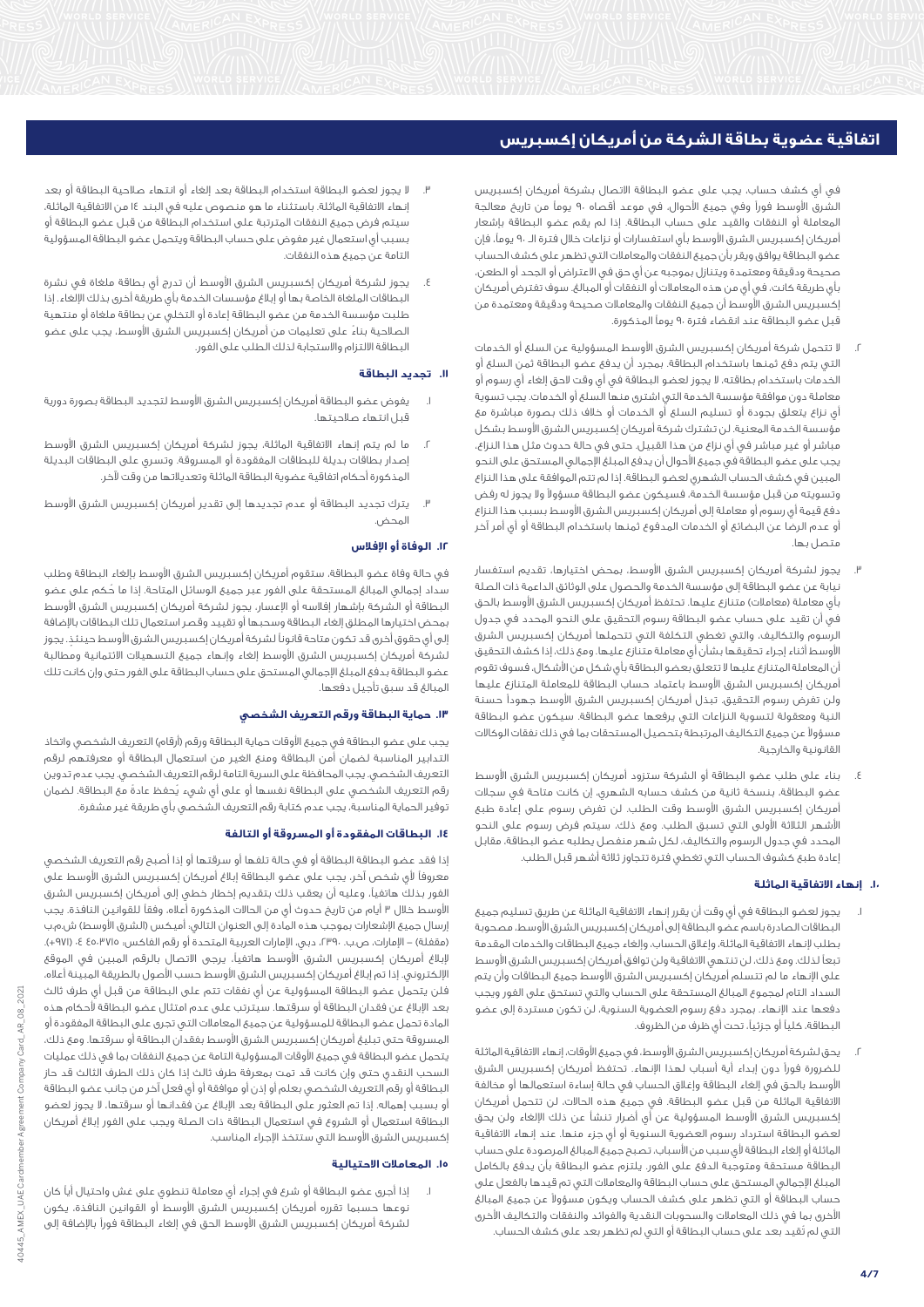# اتفاقية عضوية بطاقة الشركة من أمريكان إكسبريس

في أي كشف حساب، يجب على عضو البطاقة الاتصال بشركة أمريكان إكسبريس الشرق الأوسط فورا وفي جميع الأحوال، في موعد أقصاه ٩٠ يوماً من تاريخ معالجة المعاملة أو النفقات والقيد على حساب البطاقة. إذا لم يقم عضو البطاقة بإشعار أمريكان إكسبريس الشرق الأوسط بأي استفسارات أو نزاعات خلال فترة الـ ٩٠ يوماً، فإن عضو البطاقة يوافق ويقر بأن جميع النفقات والمعاملات التي تظهر على كشف الحساب صحيحة ودقيقة ومعتمدة ويتنازل بموجبه عن أي حق في الاعتراض أو الجحد أو الطعن، بأي طريقة كانت، في أي من هذه المعاملات أو النفقات أو المبالغ. سوف تفترض أمريكان إكسبريس الشرق الأوسط أن جميع النفقات والمعاملات صحيحة ودقيقة ومعتمدة من قبل عضو البطاقة عند انقضاء فترة ٩٠ يوماً المذكورة.

٢. لا تتحمل شركة أمريكان إكسبريس الشرق الأوسط المسؤولية عن السلع أو الخدمات التي يتم دفع ثمنها باستخدام البطاقة. بمجرد أن يدفع عضو البطاقة ثمن السلع أو الخدمات باستخدام بطاقته، لا يجوز لعضو البطاقة في أي وقت لاحق إلغاء أي رسوم أو معاملة دون موافقة مؤسسة الخدمة التي اشترى منها السلع أو الخدمات. يجب تسوية أي نزاع يتعلق بجودة أو تسليم السلع أو الخدمات أو خلاف ذلك بصورة مباشرة مع مؤسسة الخدمة المعنية. لن تشترك شركة أمريكان إكسبريس الشرق الأوسط بشكل مباشر أو غير مباشر في أي نزاع من هذا القبيل. حتى في حالة حدوث مثل هذا النزاع، يجب على عضو البطاقة في جميع الأحوال أن يدفع المبلغ الإجمالي المستحق على النحو المبين في كشف الحساب الشهري لعضو البطاقة. إذا لم تتم الموافقة على هذا النزاع وتسويته من قبل مؤسسة الخدمة، فسيكون عضو البطاقة مسؤولاً ولا يجوز له رفض دفع قيمة أي رسوم أو معاملة إلى أمريكان إكسبريس الشرق الأوسط بسبب هذا النزاع أو عدم الرضا عن البضائع أو الخدمات المدفوع ثمنها باستخدام البطاقة أو أي أمر آخر متصل بها.

٣. يجوز لشركة أمريكان إكسبريس الشرق الأوسط، بمحض اختيارها، تقديم استفسار نيابة عن عضو البطاقة إلى مؤسسة الخدمة والحصول على الوثائق الداعمة ذات الصلة بأي معاملة (معاملات) متنازع عليها. تحتفظ أمريكان إكسبريس الشرق الأوسط بالحق في أن تقيد على حساب عضو البطاقة رسوم التحقيق على النحو المحدد في جدول الرسوم والتكاليف، والتي تغطي التكلفة التي تتحملها أمريكان إكسبريس الشرق الأوسط أثناء إجراء تحقيقها بشأن أي معاملة متنازع عليها. ومع ذلك، إذا كشف التحقيق أن المعاملة المتنازع عليها لا تتعلق بعضو البطاقة بأي شكل من الأشكال، فسوف تقوم أمريكان إكسبريس الشرق الأوسط باعتماد حساب البطاقة للمعاملة المتنازع عليها ولن تفرض رسوم التحقيق. تبذل أمريكان إكسبريس الشرق الأوسط جهوداً حسنة النية ومعقولة لتسوية النزاعات التي يرفعها عضو البطاقة. سيكون عضو البطاقة مسؤولاً عن جميع التكاليف المرتبطة بتحصيل المستحقات بما في ذلك نفقات الوكالات القانونية والخارجية.

٤. بناء على طلب عضو البطاقة أو الشركة ستزود أمريكان إكسبريس الشرق الأوسط عضو البطاقة، بنسخة ثانية من كشف حسابه الشهري، إن كانت متاحة في سجلات أمريكان إكسبريس الشرق الأوسط وقت الطلب. لن تفرض رسوم على إعادة طبع الأشهر الثلاثة الأولى التي تسبق الطلب. ومع ذلك، سيتم فرض رسوم على النحو المحدد في جدول الرسوم والتكاليف، لكل شهر منفصل يطلبه عضو البطاقة، مقابل إعادة طبع كشوف الحساب التي تغطي فترة تتجاوز ثلاثة أشهر قبل الطلب.

## ١٠. إنهاء الاتفاقية الماثلة

١. يجوز لعضو البطاقة في أي وقت أن يقرر إنهاء الاتفاقية الماثلة عن طريق تسليم جميع البطاقات الصادرة باسم عضو البطاقة إلى أمريكان إكسبريس الشرق الأوسط، مصحوبة بطلب لإنهاء الاتفاقية الماثلة، وإغلاق الحساب، وإلغاء جميع البطاقات والخدمات المقدمة تبعاً لذلك. ومع ذلك، لن تنتهي الاتفاقية ولن توافق أمريكان إكسبريس الشرق الأوسط على الإنهاء ما لم تتسلم أمريكان إكسبريس الشرق الأوسط جميع البطاقات وأن يتم السداد التام لمجموع المبالغ المستحقة على الحساب والتي تستحق على الفور ويجب دفعها عند الإنهاء. بمجرد دفع رسوم العضوية السنوية، لن تكون مستردة إلى عضو البطاقة، كلياً أو جزئياً، تحت أي ظرف من الظروف.

٢. يحق لشركة أمريكان إكسبريس الشرق الأوسط، في جميع الأوقات، إنهاء الاتفاقية الماثلة للضرورة فوراً دون إبداء أية أسباب لهذا الإنهاء. تحتفظ أمريكان إكسبريس الشرق الأوسط بالحق في إلغاء البطاقة وإغلاق الحساب في حالة إساءة استعمالها أو مخالفة الاتفاقية الماثلة من قبل عضو البطاقة. في جميع هذه الحالات، لن تتحمل أمريكان إكسبريس الشرق الأوسط المسؤولية عن أي أضرار تنشأ عن ذلك الإلغاء ولن يحق لعضو البطاقة استرداد رسوم العضوية السنوية أو أي جزء منها. عند إنهاء الاتفاقية الماثلة أو إلغاء البطاقة لأي سبب من الأسباب، تصبح جميع المبالغ المرصودة على حساب البطاقة مستحقة ومتوجبة الدفع على الفور. يلتزم عضو البطاقة بأن يدفع بالكامل المبلغ الإجمالي المستحق على حساب البطاقة والمعاملات التي تم قيدها بالفعل على حساب البطاقة أو التي تظهر على كشف الحساب ويكون مسؤولاً عن جميع المبالغ الأخرى بما في ذلك المعاملات والسحوبات النقدية والفوائد والنفقات والتكاليف الأخرى التي لم تقيد بعد على حساب البطاقة أو التي لم تظهر بعد على كشف الحساب.

٣. لا يجوز لعضو البطاقة استخدام البطاقة بعد إلغاء أو انتهاء صلاحية البطاقة أو بعد إنهاء الاتفاقية الماثلة، باستثناء ما هو منصوص عليه في البند ١٤ من الاتفاقية الماثلة، سيتم فرض جميع النفقات المترتبة على استخدام البطاقة من قبل عضو البطاقة أو بسبب أي استعمال غير مفوض على حساب البطاقة ويتحمل عضو البطاقة المسؤولية التامة عن جميع هذه النفقات.

٤. يجوز لشركة أمريكان إكسبريس الشرق الأوسط أن تدرج أي بطاقة ملغاة في نشرة البطاقات الملغاة الخاصة بها أو إبلاغ مؤسسات الخدمة بأي طريقة أخرى بذلك الإلغاء. إذا طلبت مؤسسة الخدمة من عضو البطاقة إعادة أو التخلي عن بطاقة ملغاة أو منتهية الصلاحية بناءً على تعليمات من أمريكان إكسبريس الشرق الأوسط، يجب على عضو البطاقة الالتزام والاستجابة لذلك الطلب على الفور.

## ١١. تجديد البطاقة

١. يفوض عضو البطاقة أمريكان إكسبريس الشرق الأوسط لتجديد البطاقة بصورة دورية قبل انتهاء صلاحيتها.

٢. ما لم يتم إنهاء الاتفاقية الماثلة، يجوز لشركة أمريكان إكسبريس الشرق الأوسط إصدار بطاقات بديلة للبطاقات المفقودة أو المسروقة. وتسري على البطاقات البديلة المذكورة أحكام اتفاقية عضوية البطاقة الماثلة وتعديلاتها من وقت لآخر.

٣. يترك تجديد البطاقة أو عدم تجديدها إلى تقدير أمريكان إكسبريس الشرق الأوسط المحض.

## ١٢. الوفاة أو الإفلاس

في حالة وفاة عضو البطاقة، ستقوم أمريكان إكسبريس الشرق الأوسط بإلغاء البطاقة وطلب سداد إجمالي المبالغ المستحقة على الفور عبر جميع الوسائل المتاحة. إذا ما حُكم على عضو البطاقة أو الشركة بإشهار إفلاسه أو الإعسار، يجوز لشركة أمريكان إكسبريس الشرق الأوسط بمحض اختيارها المطلق إلغاء البطاقة وسحبها أو تقييد وقصر استعمال تلك البطاقات بالإضافة إلى أي حقوق أخرى قد تكون متاحة قانونا لشركة أمريكان إكسبريس الشرق الأوسط حينئذ. يجوز لشركة أمريكان إكسبريس الشرق الأوسط إلغاء وإنهاء جميع التسهيلات الائتمانية ومطالبة عضو البطاقة بدفع المبلغ الإجمالي المستحق على حساب البطاقة على الفور حتى وإن كانت تلك المبالغ قد سبق تأجيل دفعها.

## ١٣. حماية البطاقة ورقم التعريف الشخصي

يجب على عضو البطاقة في جميع الأوقات حماية البطاقة ورقم (أرقام) التعريف الشخصي واتخاذ التدابير المناسبة لضمان أمن البطاقة ومنع الغير من استعمال البطاقة أو معرفتهم لرقم التعريف الشخصي. يجب المحافظة على السرية التامة لرقم التعريف الشخصي. يجب عدم تدوين رقم التعريف الشخصي على البطاقة نفسها أو على أي شيء يُحفظ عادة مع البطاقة. لضمان توفير الحماية المناسبة، يجب عدم كتابة رقم التعريف الشخصي بأي طريقة غير مشفرة.

## ١٤. البطاقات المفقودة أو المسروقة أو التالفة

إذا فقد عضو البطاقة البطاقة أو في حالة تلفها أو سرقتها أو إذا أصبح رقم التعريف الشخصي معروفاً لأي شخص آخر، يجب على عضو البطاقة إبلاغ أمريكان إكسبريس الشرق الأوسط على الفور بذلك هاتفياً، وعليه أن يعقب ذلك بتقديم إخطار خطي إلى أمريكان إكسبريس الشرق الأوسط خلال ٣ أيام من تاريخ حدوث أي من الحالات المذكورة أعلاه، وفقاً للقوانين النافذة. يجب إرسال جميع الإشعارات بموجب هذه المادة إلى العنوان التالي: أمكس (الشرق الأوسط) ش.م.ب (مقفلة) – الإمارات، ص.ب. ٢٣٩٠، دبي، الإمارات العربية المتحدة أو رقم الفاكس: ٤٥٠٣٧١٥ ٤ (٩٧١+). لإبلاغ أمريكان إكسبريس الشرق الأوسط هاتفياً، يرجى الاتصال بالرقم المبين في الموقع الإلكتروني. إذا تم إبلاغ أمريكان إكسبريس الشرق الأوسط حسب الأصول بالطريقة المبينة أعلاه، فلن يتحمل عضو البطاقة المسؤولية عن أي نفقات تتم على البطاقة من قبل أي طرف ثالث بعد الإبلاغ عن فقدان البطاقة أو سرقتها. سيترتب على عدم امتثال عضو البطاقة لأحكام هذه المادة تحمل عضو البطاقة للمسؤولية عن جميع المعاملات التي تجرى على البطاقة المفقودة أو المسروقة حتى تبليغ أمريكان إكسبريس الشرق الأوسط بفقدان البطاقة أو سرقتها. ومع ذلك، يتحمل عضو البطاقة في جميع الأوقات المسؤولية التامة عن جميع النفقات بما في ذلك عمليات السحب النقدي حتى وإن كانت قد تمت بمعرفة طرف ثالث إذا كان ذلك الطرف الثالث قد حاز البطاقة أو رقم التعريف الشخصي بعلم أو إذن أو موافقة أو أي فعل آخر من جانب عضو البطاقة أو بسبب إهماله. إذا تم العثور على البطاقة بعد الإبلاغ عن فقدانها أو سرقتها، لا يجوز لعضو البطاقة استعمال أو الشروع في استعمال البطاقة ذات الصلة ويجب على الفور إبلاغ أمريكان إكسبريس الشرق الأوسط التي ستتخذ الإجراء المناسب.

## ١٥. المعاملات الاحتيالية

١. إذا أجرى عضو البطاقة أو شرع في إجراء أي معاملة تنطوي على غش واحتيال أيا كان نوعها حسبما تقرره أمريكان إكسبريس الشرق الأوسط أو القوانين النافذة، يكون لشركة أمريكان إكسبريس الشرق الأوسط الحق في إلغاء البطاقة فوراً بالإضافة إلى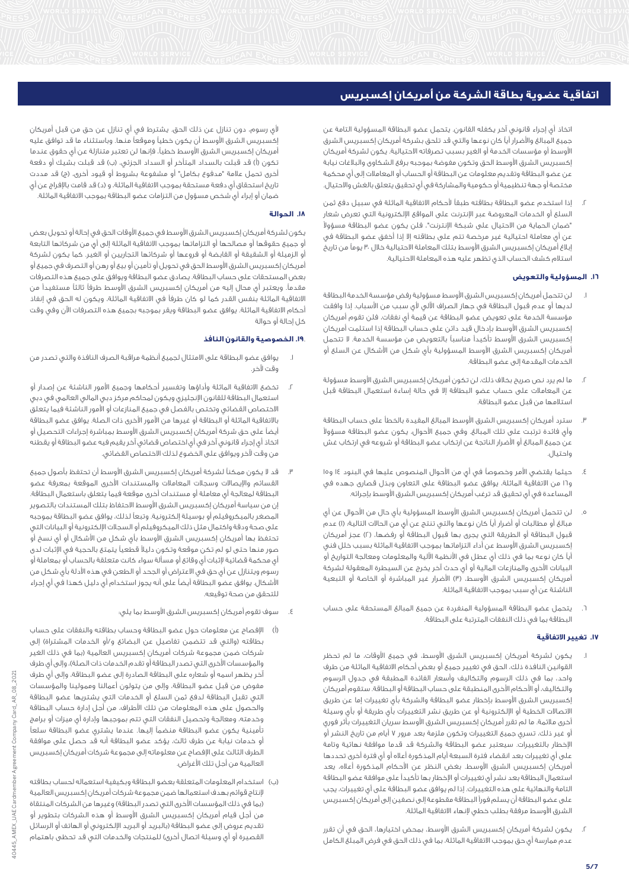## اتفاقية عضوية بطاقة الشركة من أمريكان إكسبريس

اتخاذ أي إجراء قانوني آخر يكفله القانون. يتحمل عضو البطاقة المسؤولية التامة عن جميع المبالغ والأضرار أياً كان نوعها والتي قد تلحق بشركة أمريكان إكسبريس الشرق الأوسط أو مؤسسات الخدمة أو الغير بسبب تصرفاته الاحتيالية. يكون لشركة أمريكان إكسبريس الشرق الأوسط الحق وتكون مفوضة بموجبه برفع الشكاوى والبلاغات نيابة عن عضو البطاقة وتقديم معلومات عن البطاقة أو الحساب أو المعاملات إلى أي محكمة مختصة أو جهة تنظيمية أو حكومية والمشاركة في أي تحقيق يتعلق بالغش والاحتيال.

٢. إذا استخدم عضو البطاقة بطاقته طبقاً لأحكام الاتفاقية الماثلة في سبيل دفع ثمن السلع أو الخدمات المعروضة عبر الإنترنت على المواقع الإلكترونية التي تعرض شعار "ضمان الحماية من الاحتيال على شبكة الإنترنت"، فلن يكون عضو البطاقة مسؤولاً عن أي معاملة احتيالية غير مرخصة تتم على بطاقته إلا إذا أخفق عضو البطاقة في إبلاغ أمريكان إكسبريس الشرق الأوسط بتلك المعاملة الاحتيالية خلال ٣٠ يوماً من تاريخ استلام كشف الحساب الذي تظهر عليه هذه المعاملة الاحتيالية.

### ١٦. المسؤولية والتعويض

١. لن تتحمل أمريكان إكسبريس الشرق الأوسط مسؤولية رفض مؤسسة الخدمة البطاقة لديها أو عدم قبول البطاقة في جهاز الصراف الآلي لأي سبب من الأسباب. إذا وافقت مؤسسة الخدمة على تعويض عضو البطاقة عن قيمة أي نفقات، فلن تقوم أمريكان إكسبريس الشرق الأوسط بإدخال قيد دائن على حساب البطاقة إذا استلمت أمريكان إكسبريس الشرق الأوسط تأكيداً مناسباً بالتعويض من مؤسسة الخدمة. لا تتحمل أمريكان إكسبريس الشرق الأوسط المسؤولية بأي شكل من الأشكال عن السلع أو الخدمات المقدمة إلى عضو البطاقة.

٢. ما لم يرد نص صريح بخلاف ذلك، لن تكون أمريكان إكسبريس الشرق الأوسط مسؤولة عن المعاملات على حساب عضو البطاقة إلا في حالة إساءة استعمال البطاقة قبل استلامها من قبل عضو البطاقة.

٣. سترد أمريكان إكسبريس الشرق الأوسط المبالغ المقيدة بالخطأ على حساب البطاقة وأي فائدة ترتبت على تلك المبالغ. وفي جميع الأحوال، يكون عضو البطاقة مسؤولاً عن جميع المبالغ أو الأضرار الناتجة عن ارتكاب عضو البطاقة أو شروعه في ارتكاب غش واحتيال.

٤. حيثما يقتضي الأمر وخصوصاً في أي من الأحوال المنصوص عليها في البنود ١٤ و١٥ و١٦ من الاتفاقية الماثلة، يوافق عضو البطاقة على التعاون وبذل قصارى جهده في المساعدة في أي تحقيق قد ترغب أمريكان إكسبريس الشرق الأوسط بإجرائه.

٥. لن تتحمل أمريكان إكسبريس الشرق الأوسط المسؤولية بأي حال من الأحوال عن أي مبالغ أو مطالبات أو أضرار أياً كان نوعها والتي تنتج عن أي من الحالات التالية: (١) عدم قبول البطاقة أو الطريقة التي يجرى بها قبول البطاقة أو رفضها، (٢) عجز أمريكان إكسبريس الشرق الأوسط عن أداء التزاماتها بموجب الاتفاقية الماثلة بسبب خلل فني أياً كان نوعه بما في ذلك أي عطل في الأنظمة الآلية والمعلومات ومعالجة التواريخ أو البيانات الأخرى والمنازعات المالية أو أي حدث آخر يخرج عن السيطرة المعقولة لشركة أمريكان إكسبريس الشرق الأوسط، (٣) الأضرار غير المباشرة أو الخاصة أو التبعية الناشئة عن أي سبب بموجب الاتفاقية الماثلة.

٦. يتحمل عضو البطاقة المسؤولية المنفردة عن جميع المبالغ المستحقة على حساب البطاقة بما في ذلك النفقات المترتبة على البطاقة.

### ١٧. تغيير الاتفاقية

١. يكون لشركة أمريكان إكسبريس الشرق الأوسط، في جميع الأوقات، ما لم تحظر القوانين النافذة ذلك، الحق في تغيير جميع أو بعض أحكام الاتفاقية الماثلة من طرف واحد، بما في ذلك الرسوم والتكاليف وأسعار الفائدة المطبقة في جدول الرسوم والتكاليف، أو الأحكام الأخرى المنطبقة على حساب البطاقة أو البطاقة. ستقوم أمريكان إكسبريس الشرق الأوسط بإخطار عضو البطاقة والشركة بأي تغييرات إما عن طريق الاتصالات الخطية أو الإلكترونية أو عن طريق نشر التغييرات بأي طريقة أو بأي وسيلة أخرى ملائمة. ما لم تقرر أمريكان إكسبريس الشرق الأوسط سريان التغييرات بأثر فوري أو غير ذلك، تسري جميع التغييرات وتكون ملزمة بعد مرور ٧ أيام من تاريخ النشر أو الإخطار بالتغييرات. سيعتبر عضو البطاقة والشركة قد قدما موافقة نهائية وتامة على أي تغييرات بعد انقضاء فترة السبعة أيام المذكورة أعلاه أو أي فترة أخرى تحددها أمريكان إكسبريس الشرق الأوسط. بغض النظر عن الأحكام المذكورة أعلاه، يعد استعمال البطاقة بعد نشر أي تغييرات أو الإخطار بها تأكيداً على موافقة عضو البطاقة التامة والنهائية على هذه التغييرات. إذا لم يوافق عضو البطاقة على أي تغييرات، يجب على عضو البطاقة أن يسلم فوراً البطاقة مقطوعة إلى نصفين إلى أمريكان إكسبريس الشرق الأوسط مرفقة بطلب خطي لإنهاء الاتفاقية الماثلة.

٢. يكون لشركة أمريكان إكسبريس الشرق الأوسط، بمحض اختيارها، الحق في أن تقرر عدم ممارسة أي حق بموجب الاتفاقية الماثلة، بما في ذلك الحق في فرض المبلغ الكامل لأي رسوم، دون تنازل عن ذلك الحق. يشترط في أي تنازل عن حق من قبل أمريكان إكسبريس الشرق الأوسط أن يكون خطياً وموقعاً منها. وباستثناء ما قد توافق عليه أمريكان إكسبريس الشرق الأوسط خطياً، فإنها لن تعتبر متنازلة عن أي حقوق عندما تكون (أ) قد قبلت بالسداد المتأخر أو السداد الجزئي، (ب) قد قبلت بشيك أو دفعة أخرى تحمل علامة "مدفوع بكامل" أو مشفوعة بشروط أو قيود أخرى، (ج) قد مددت تاريخ استحقاق أي دفعة مستحقة بموجب الاتفاقية الماثلة، و (د) قد قامت بالإفراج عن أي ضمان أو إبراء أي شخص مسؤول عن التزامات عضو البطاقة بموجب الاتفاقية الماثلة.

### ١٨. الحوالة

يكون لشركة أمريكان إكسبريس الشرق الأوسط في جميع الأوقات الحق في إحالة أو تحويل بعض أو جميع حقوقها أو مصالحها أو التزاماتها بموجب الاتفاقية الماثلة إلى أي من شركاتها التابعة أو الزميلة أو الشقيقة أو القابضة أو فروعها أو شركائها التجاريين أو الغير. كما يكون لشركة أمريكان إكسبريس الشرق الأوسط الحق في تحويل أو تأمين أو بيع أو رهن أو التصرف في جميع أو بعض المستحقات على حساب البطاقة. يصادق عضو البطاقة ويوافق على جميع هذه التصرفات مقدماً. ويعتبر أي محال إليه من أمريكان إكسبريس الشرق الأوسط طرفاً ثالثاً مستفيداً من الاتفاقية الماثلة بنفس القدر كما لو كان طرفاً في الاتفاقية الماثلة، ويكون له الحق في إنفاذ أحكام الاتفاقية الماثلة. يوافق عضو البطاقة ويقر بموجبه بجميع هذه التصرفات الآن وفي وقت كل إحالة أو حوالة

### .١٩. الخصوصية والقانون النافذ

١. يوافق عضو البطاقة على الامتثال لجميع أنظمة مراقبة الصرف النافذة والتي تصدر من وقت لآخر.

٢. تخضع الاتفاقية الماثلة وأداؤها وتفسير أحكامها وجميع الأمور الناشئة عن إصدار أو استعمال البطاقة للقانون الإنجليزي ويكون لمحاكم مركز دبي المالي العالمي في دبي الاختصاص القضائي وتختص بالفصل في جميع المنازعات أو الأمور الناشئة فيما يتعلق بالاتفاقية الماثلة أو البطاقة أو غيرها من الأمور الأخرى ذات الصلة. يوافق عضو البطاقة أيضاً على حق شركة أمريكان إكسبريس الشرق الأوسط بمباشرة إجراءات التحصيل أو اتخاذ أي إجراء قانوني آخر في أي اختصاص قضائي آخر يقيم فيه عضو البطاقة أو يقطنه من وقت لآخر ويوافق على الخضوع لذلك الاختصاص القضائي.

٣. قد لا يكون ممكناً لشركة أمريكان إكسبريس الشرق الأوسط أن تحتفظ بأصول جميع القسائم والإيصالات وسجلات المعاملات والمستندات الأخرى الموقعة بمعرفة عضو البطاقة لمعالجة أي معاملة أو مستندات أخرى موقعة فيما يتعلق باستعمال البطاقة. إن من سياسة أمريكان إكسبريس الشرق الأوسط الاحتفاظ بتلك المستندات بالتصوير المصغر بالميكروفيلم أو بوسيلة إلكترونية. وتبعاً لذلك، يوافق عضو البطاقة بموجبه على صحة ودقة واكتمال مثل ذلك الميكروفيلم أو السجلات الإلكترونية أو البيانات التي تحتفظ بها أمريكان إكسبريس الشرق الأوسط بأي شكل من الأشكال أو أي نسخ أو صور منها حتى لو لم تكن موقعة وتكون دليلاً قطعياً يتمتع بالحجية في الإثبات لدى أي محكمة قضائية لإثبات أي وقائع أو مسألة سواء كانت متعلقة بالحساب أو بمعاملة أو رسوم ويتنازل عن أي حق في الاعتراض أو الجحد أو الطعن في هذه الأدلة بأي شكل من الأشكال. يوافق عضو البطاقة أيضاً على أنه يجوز استخدام أي دليل كهذا في أي إجراء للتحقق من صحة توقيعه.

٤. سوف تقوم أمريكان إكسبريس الشرق الأوسط بما يلي:

(أ) الإفصاح عن معلومات حول عضو البطاقة وحساب بطاقته والنفقات على حساب بطاقته (والتي قد تتضمن تفاصيل عن البضائع و/أو الخدمات المشتراة) إلى شركات ضمن مجموعة شركات أمريكان إكسبريس العالمية (بما في ذلك الغير والمؤسسات الأخرى التي تصدر البطاقة أو تقدم الخدمات ذات الصلة)، وإلى أي طرف آخر يظهر اسمه أو شعاره على البطاقة الصادرة إلى عضو البطاقة، وإلى أي طرف مفوض من قبل عضو البطاقة، وإلى من يتولون أعمالنا ومموليننا والمؤسسات التي تقبل البطاقة لدفع ثمن السلع أو الخدمات التي يشتريها عضو البطاقة وخدمته، ومعالجة وتحصيل النفقات التي تتم بموجبها وإدارة أي ميزات أو برامج تأمينية يكون عضو البطاقة منضماً إليها. عندما يشتري عضو البطاقة سلعاً أو خدمات نيابة عن طرف ثالث، يؤكد عضو البطاقة أنه قد حصل على موافقة الطرف الثالث على الإفصاح عن معلوماته إلى مجموعة شركات أمريكان إكسبريس العالمية من أجل تلك الأغراض.

(ب) استخدام المعلومات المتعلقة بعضو البطاقة وبكيفية استعماله لحساب بطاقته لإنتاج قوائم بهدف استعمالها ضمن مجموعة شركات أمريكان إكسبريس العالمية (بما في ذلك المؤسسات الأخرى التي تصدر البطاقة) وغيرها من الشركات المنتقاة من أجل قيام أمريكان إكسبريس الشرق الأوسط أو هذه الشركات بتطوير أو تقديم عروض إلى عضو البطاقة (بالبريد أو البريد الإلكتروني أو الهاتف أو الرسائل القصيرة أو أي وسيلة اتصال أخرى) للمنتجات والخدمات التي قد تحظى باهتمام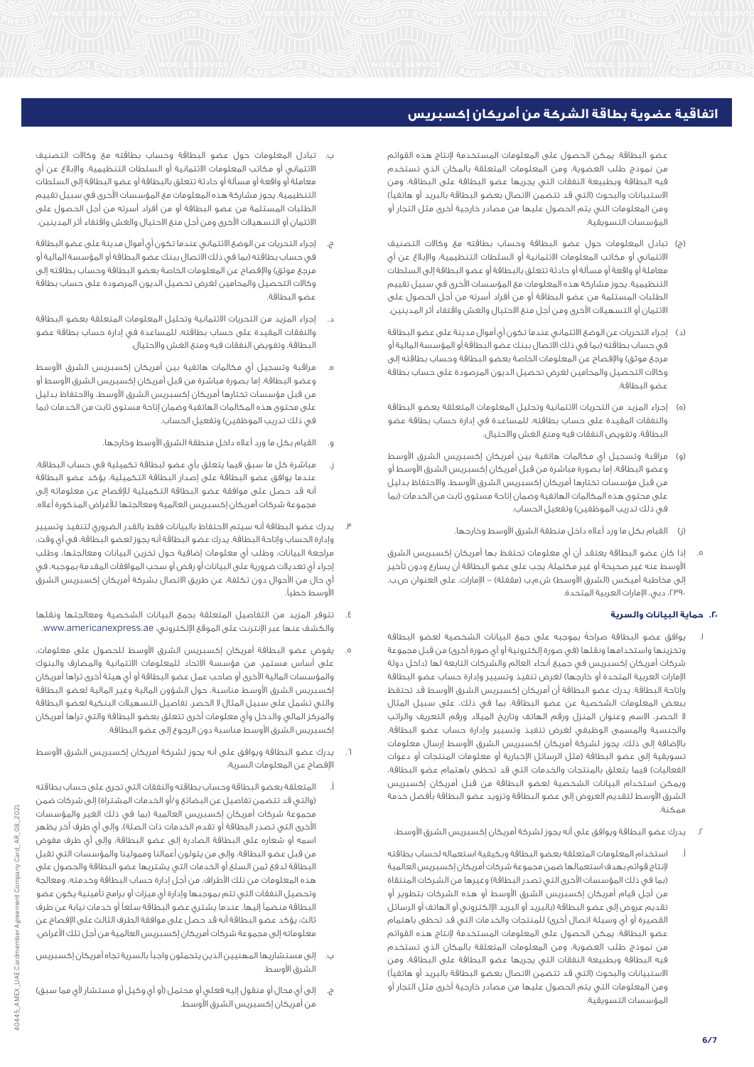عضو البطاقة. يمكن الحصول على المعلومات المستخدمة لإنتاج هذه القوائم من نموذج طلب العضوية، ومن المعلومات المتعلقة بالمكان الذي تستخدم فيه البطاقة وبطبيعة النفقات التي يجريها عضو البطاقة على البطاقة، ومن الاستبيانات والبحوث (التي قد تتضمن الاتصال بعضو البطاقة بالبريد أو هاتفياً) ومن المعلومات التي يتم الحصول عليها من مصادر خارجية أخرى مثل التجار أو المؤسسات التسويقية.

(ج) تبادل المعلومات حول عضو البطاقة وحساب بطاقته مع وكالات التصنيف الائتماني أو مكاتب المعلومات الائتمانية أو السلطات التنظيمية، والإبلاغ عن أي معاملة أو واقعة أو مسألة أو حادثة تتعلق بالبطاقة أو عضو البطاقة إلى السلطات التنظيمية. يجوز مشاركة هذه المعلومات مع المؤسسات الأخرى في سبيل تقييم الطلبات المستلمة من عضو البطاقة أو من أفراد أسرته من أجل الحصول على الائتمان أو التسهيلات الأخرى ومن أجل منع الاحتيال والغش واقتفاء أثر المدينين.

(د) إجراء التحريات عن الوضع الائتماني عندما تكون أي أموال مدينة على عضو البطاقة في حساب بطاقته (بما في ذلك الاتصال ببنك عضو البطاقة أو المؤسسة المالية أو مرجع موثق) والإفصاح عن المعلومات الخاصة بعضو البطاقة وحساب بطاقته إلى وكالات التحصيل والمحامين لغرض تحصيل الديون المرصودة على حساب بطاقة عضو البطاقة.

(هـ) إجراء المزيد من التحريات الائتمانية وتحليل المعلومات المتعلقة بعضو البطاقة والنفقات المقيدة على حساب بطاقته، للمساعدة في إدارة حساب بطاقة عضو البطاقة، وتفويض النفقات فيه ومنع الغش والاحتيال.

(و) مراقبة وتسجيل أي مكالمات هاتفية بين أمريكان إكسبريس الشرق الأوسط وعضو البطاقة، إما بصورة مباشرة من قبل أمريكان إكسبريس الشرق الأوسط أو من قبل مؤسسات تختارها أمريكان إكسبريس الشرق الأوسط، والاحتفاظ بدليل على محتوى هذه المكالمات الهاتفية وضمان إتاحة مستوى ثابت من الخدمات (بما في ذلك تدريب الموظفين) وتفعيل الحساب.

(ز) القيام بكل ما ورد أعلاه داخل منطقة الشرق الأوسط وخارجها.

٥. إذا كان عضو البطاقة يعتقد أن أي معلومات تحتفظ بها أمريكان إكسبريس الشرق الأوسط عنه غير صحيحة أو غير مكتملة، يجب على عضو البطاقة أن يسارع ودون تأخير إلى مخاطبة أميكس (الشرق الأوسط) ش.م.ب (مقفلة) – الإمارات، على العنوان ص.ب. ٢٣٩٠، دبي، الإمارات العربية المتحدة.

### ٢٠. حماية البيانات والسرية

١. يوافق عضو البطاقة صراحةً بموجبه على جمع البيانات الشخصية لعضو البطاقة وتخزينها واستخدامها ونقلها (في صورة إلكترونية أو أي صورة أخرى) من قبل مجموعة شركات أمريكان إكسبريس في جميع أنحاء العالم والشركات التابعة لها (داخل دولة الإمارات العربية المتحدة أو خارجها) لغرض تنفيذ وتسيير وإدارة حساب عضو البطاقة وإتاحة البطاقة. يدرك عضو البطاقة أن أمريكان إكسبريس الشرق الأوسط قد تحتفظ ببعض المعلومات الشخصية عن عضو البطاقة، بما في ذلك، على سبيل المثال لا الحصر، الاسم وعنوان المنزل ورقم الهاتف وتاريخ الميلاد ورقم التعريف والراتب والجنسية والمسمى الوظيفي لغرض تنفيذ وتسيير وإدارة حساب عضو البطاقة. بالإضافة إلى ذلك، يجوز لشركة أمريكان إكسبريس الشرق الأوسط إرسال معلومات تسويقية إلى عضو البطاقة (مثل الرسائل الإخبارية أو معلومات المنتجات أو دعوات الفعاليات) فيما يتعلق بالمنتجات والخدمات التي قد تحظى باهتمام عضو البطاقة، ويمكن استخدام البيانات الشخصية لعضو البطاقة من قبل أمريكان إكسبريس الشرق الأوسط لتقديم العروض إلى عضو البطاقة وتزويد عضو البطاقة بأفضل خدمة ممكنة.

٢. يدرك عضو البطاقة ويوافق على أنه يجوز لشركة أمريكان إكسبريس الشرق الأوسط:

أ. استخدام المعلومات المتعلقة بعضو البطاقة وبكيفية استعماله لحساب بطاقته لإنتاج قوائم بهدف استعمالها ضمن مجموعة شركات أمريكان إكسبريس العالمية (بما في ذلك المؤسسات الأخرى التي تصدر البطاقة) وغيرها من الشركات المنتقاة من أجل قيام أمريكان إكسبريس الشرق الأوسط أو هذه الشركات بتطوير أو تقديم عروض إلى عضو البطاقة (بالبريد أو البريد الإلكتروني أو الهاتف أو الرسائل القصيرة أو أي وسيلة اتصال أخرى) للمنتجات والخدمات التي قد تحظى باهتمام عضو البطاقة. يمكن الحصول على المعلومات المستخدمة لإنتاج هذه القوائم من نموذج طلب العضوية، ومن المعلومات المتعلقة بالمكان الذي تستخدم فيه البطاقة وبطبيعة النفقات التي يجريها عضو البطاقة على البطاقة، ومن الاستبيانات والبحوث (التي قد تتضمن الاتصال بعضو البطاقة بالبريد أو هاتفياً) ومن المعلومات التي يتم الحصول عليها من مصادر خارجية أخرى مثل التجار أو المؤسسات التسويقية.

ب. تبادل المعلومات حول عضو البطاقة وحساب بطاقته مع وكالات التصنيف الائتماني أو مكاتب المعلومات الائتمانية أو السلطات التنظيمية، والإبلاغ عن أي معاملة أو واقعة أو مسألة أو حادثة تتعلق بالبطاقة أو عضو البطاقة إلى السلطات التنظيمية. يجوز مشاركة هذه المعلومات مع المؤسسات الأخرى في سبيل تقييم الطلبات المستلمة من عضو البطاقة أو من أفراد أسرته من أجل الحصول على الائتمان أو التسهيلات الأخرى ومن أجل منع الاحتيال والغش واقتفاء أثر المدينين.

ج. إجراء التحريات عن الوضع الائتماني عندما تكون أي أموال مدينة على عضو البطاقة في حساب بطاقته (بما في ذلك الاتصال ببنك عضو البطاقة أو المؤسسة المالية أو مرجع موثق) والإفصاح عن المعلومات الخاصة بعضو البطاقة وحساب بطاقته إلى وكالات التحصيل والمحامين لغرض تحصيل الديون المرصودة على حساب بطاقة عضو البطاقة.

د. إجراء المزيد من التحريات الائتمانية وتحليل المعلومات المتعلقة بعضو البطاقة والنفقات المقيدة على حساب بطاقته، للمساعدة في إدارة حساب بطاقة عضو البطاقة، وتفويض النفقات فيه ومنع الغش والاحتيال.

هـ. مراقبة وتسجيل أي مكالمات هاتفية بين أمريكان إكسبريس الشرق الأوسط وعضو البطاقة، إما بصورة مباشرة من قبل أمريكان إكسبريس الشرق الأوسط أو من قبل مؤسسات تختارها أمريكان إكسبريس الشرق الأوسط، والاحتفاظ بدليل على محتوى هذه المكالمات الهاتفية وضمان إتاحة مستوى ثابت من الخدمات (بما في ذلك تدريب الموظفين) وتفعيل الحساب.

و. القيام بكل ما ورد أعلاه داخل منطقة الشرق الأوسط وخارجها.

ز. مباشرة كل ما سبق فيما يتعلق بأي عضو لبطاقة تكميلية في حساب البطاقة. عندما يوافق عضو البطاقة على إصدار البطاقة التكميلية، يؤكد عضو البطاقة أنه قد حصل على موافقة عضو البطاقة التكميلية للإفصاح عن معلوماته إلى مجموعة شركات أمريكان إكسبريس العالمية ومعالجتها للأغراض المذكورة أعلاه.

٣. يدرك عضو البطاقة أنه سيتم الاحتفاظ بالبيانات فقط بالقدر الضروري لتنفيذ وتسيير وإدارة الحساب وإتاحة البطاقة. يدرك عضو البطاقة أنه يجوز لعضو البطاقة، في أي وقت، مراجعة البيانات، وطلب أي معلومات إضافية حول تخزين البيانات ومعالجتها، وطلب إجراء أي تعديلات ضرورية على البيانات أو رفض أو سحب الموافقات المقدمة بموجبه، في أي حال من الأحوال دون تكلفة، عن طريق الاتصال بشركة أمريكان إكسبريس الشرق الأوسط خطياً.

٤. تتوفر المزيد من التفاصيل المتعلقة بجمع البيانات الشخصية ومعالجتها ونقلها والكشف عنها عبر الإنترنت على الموقع الإلكتروني: www.americanexpress.ae.

٥. يفوض عضو البطاقة أمريكان إكسبريس الشرق الأوسط للحصول على معلومات، على أساس مستمر، من مؤسسة الاتحاد للمعلومات الائتمانية والمصارف والبنوك والمؤسسات المالية الأخرى أو صاحب عمل عضو البطاقة أو أي هيئة أخرى تراها أمريكان إكسبريس الشرق الأوسط مناسبة، حول الشؤون المالية وغير المالية لعضو البطاقة والتي تشمل على سبيل المثال لا الحصر، تفاصيل التسهيلات البنكية لعضو البطاقة والمركز المالي والدخل وأي معلومات أخرى تتعلق بعضو البطاقة والتي تراها أمريكان إكسبريس الشرق الأوسط مناسبة دون الرجوع إلى عضو البطاقة.

٦. يدرك عضو البطاقة ويوافق على أنه يجوز لشركة أمريكان إكسبريس الشرق الأوسط الإفصاح عن المعلومات السرية:

أ. المتعلقة بعضو البطاقة وحساب بطاقته والنفقات التي تجرى على حساب بطاقته (والتي قد تتضمن تفاصيل عن البضائع و/أو الخدمات المشتراة) إلى شركات ضمن مجموعة شركات أمريكان إكسبريس العالمية (بما في ذلك الغير والمؤسسات الأخرى التي تصدر البطاقة أو تقدم الخدمات ذات الصلة)، وإلى أي طرف آخر يظهر اسمه أو شعاره على البطاقة الصادرة إلى عضو البطاقة، وإلى أي طرف مفوض من قبل عضو البطاقة، وإلى من يتولون أعمالنا وممولينا والمؤسسات التي تقبل البطاقة لدفع ثمن السلع أو الخدمات التي يشتريها عضو البطاقة والحصول على هذه المعلومات من تلك الأطراف، من أجل إدارة حساب البطاقة وخدمته، ومعالجة وتحصيل النفقات التي تتم بموجبها وإدارة أي ميزات أو برامج تأمينية يكون عضو البطاقة منضماً إليها. عندما يشتري عضو البطاقة سلعاً أو خدمات نيابة عن طرف ثالث، يؤكد عضو البطاقة أنه قد حصل على موافقة الطرف الثالث على الإفصاح عن معلوماته إلى مجموعة شركات أمريكان إكسبريس العالمية من أجل تلك الأغراض.

ب. إلى مستشاريها المهنيين الذين يتحملون واجباً بالسرية تجاه أمريكان إكسبريس الشرق الأوسط.

ج. إلى أي محال أو منقول إليه فعلي أو محتمل (أو أي وكيل أو مستشار لأي مما سبق) من أمريكان إكسبريس الشرق الأوسط.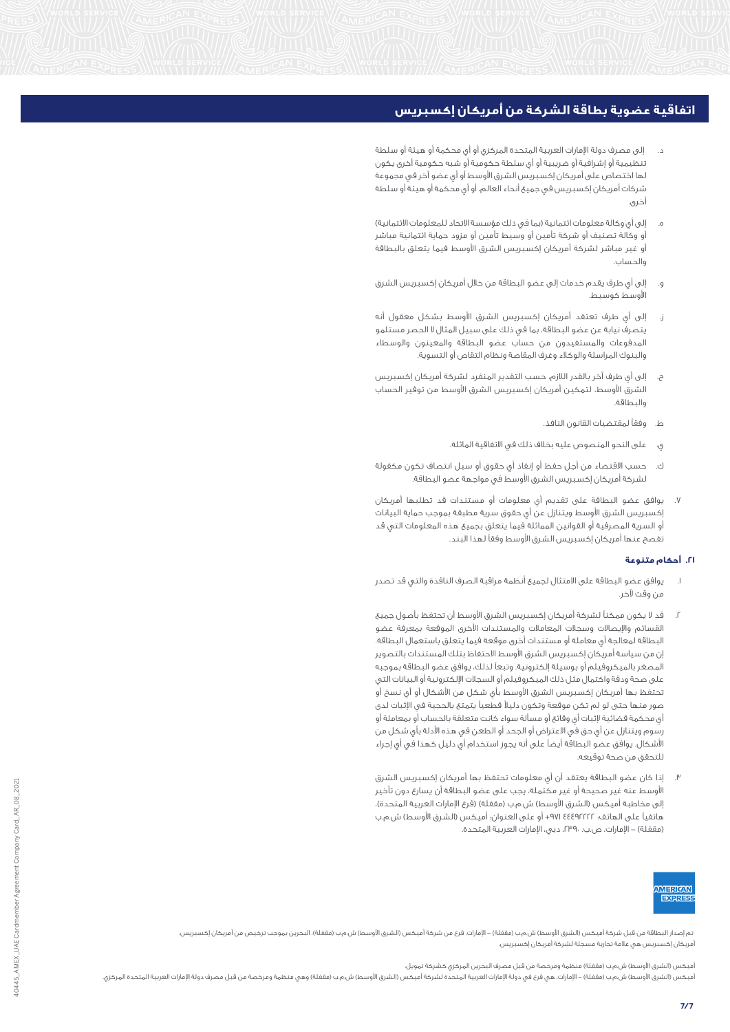## اتفاقية عضوية بطاقة الشركة من أمريكان إكسبريس

د. إلى مصرف دولة الإمارات العربية المتحدة المركزي أو أي محكمة أو هيئة أو سلطة تنظيمية أو إشرافية أو ضريبية أو أي سلطة حكومية أو شبه حكومية أخرى يكون لها اختصاص على أمريكان إكسبريس الشرق الأوسط أو أي عضو آخر في مجموعة شركات أمريكان إكسبريس في جميع أنحاء العالم، أو أي محكمة أو هيئة أو سلطة أخرى.

هـ. إلى أي وكالة معلومات ائتمانية (بما في ذلك مؤسسة الاتحاد للمعلومات الائتمانية) أو وكالة تصنيف أو شركة تأمين أو وسيط تأمين أو مزود حماية ائتمانية مباشر أو غير مباشر لشركة أمريكان إكسبريس الشرق الأوسط فيما يتعلق بالبطاقة والحساب.

و. إلى أي طرف يقدم خدمات إلى عضو البطاقة من خلال أمريكان إكسبريس الشرق الأوسط كوسيط.

ز. إلى أي طرف تعتقد أمريكان إكسبريس الشرق الأوسط بشكل معقول أنه يتصرف نيابة عن عضو البطاقة، بما في ذلك على سبيل المثال لا الحصر مستلمو المدفوعات والمستفيدون من حساب عضو البطاقة والمعينون والوسطاء والبنوك المراسلة والوكلاء وغرف المقاصة ونظام التقاص أو التسوية.

ح. إلى أي طرف آخر بالقدر اللازم، حسب التقدير المنفرد لشركة أمريكان إكسبريس الشرق الأوسط، لتمكين أمريكان إكسبريس الشرق الأوسط من توفير الحساب والبطاقة.

ط. وفقاً لمقتضيات القانون النافذ.

ي. على النحو المنصوص عليه بخلاف ذلك في الاتفاقية الماثلة.

ك. حسب الاقتضاء من أجل حفظ أو إنفاذ أي حقوق أو سبل انتصاف تكون مكفولة لشركة أمريكان إكسبريس الشرق الأوسط في مواجهة عضو البطاقة.

٧. يوافق عضو البطاقة على تقديم أي معلومات أو مستندات قد تطلبها أمريكان إكسبريس الشرق الأوسط ويتنازل عن أي حقوق سرية مطبقة بموجب حماية البيانات أو السرية المصرفية أو القوانين المماثلة فيما يتعلق بجميع هذه المعلومات التي قد تفصح عنها أمريكان إكسبريس الشرق الأوسط وفقاً لهذا البند.

### ٢١. أحكام متنوعة

١. يوافق عضو البطاقة على الامتثال لجميع أنظمة مراقبة الصرف النافذة والتي قد تصدر من وقت لآخر.

٢. قد لا يكون ممكناً لشركة أمريكان إكسبريس الشرق الأوسط أن تحتفظ بأصول جميع القسائم والإيصالات وسجلات المعاملات والمستندات الأخرى الموقعة بمعرفة عضو البطاقة لمعالجة أي معاملة أو مستندات أخرى موقعة فيما يتعلق باستعمال البطاقة. إن من سياسة أمريكان إكسبريس الشرق الأوسط الاحتفاظ بتلك المستندات بالتصوير المصغر بالميكروفيلم أو بوسيلة إلكترونية. وتبعاً لذلك، يوافق عضو البطاقة بموجبه على صحة ودقة واكتمال مثل ذلك الميكروفيلم أو السجلات الإلكترونية أو البيانات التي تحتفظ بها أمريكان إكسبريس الشرق الأوسط بأي شكل من الأشكال أو أي نسخ أو صور منها حتى لو لم تكن موقعة وتكون دليلاً قطعياً يتمتع بالحجية في الإثبات لدى أي محكمة قضائية لإثبات أي وقائع أو مسألة سواء كانت متعلقة بالحساب أو بمعاملة أو رسوم ويتنازل عن أي حق في الاعتراض أو الجحد أو الطعن في هذه الأدلة بأي شكل من الأشكال. يوافق عضو البطاقة أيضاً على أنه يجوز استخدام أي دليل كهذا في أي إجراء للتحقق من صحة توقيعه.

٣. إذا كان عضو البطاقة يعتقد أن أي معلومات تحتفظ بها أمريكان إكسبريس الشرق الأوسط عنه غير صحيحة أو غير مكتملة، يجب على عضو البطاقة أن يسارع دون تأخير إلى مخاطبة أميكس (الشرق الأوسط) ش.م.ب (مقفلة) (فرع الإمارات العربية المتحدة)، هاتفياً على الهاتف: ٤٤٤٩٢٢٢٢ ٩٧١+ أو على العنوان: أميكس (الشرق الأوسط) ش.م.ب (مقفلة) – الإمارات، ص.ب. ٢٣٩٠، دبي، الإمارات العربية المتحدة.

تم إصدار البطاقة من قبل شركة أميكس (الشرق الأوسط) ش.م.ب (مقفلة) – الإمارات، فرع من شركة أميكس (الشرق الأوسط) ش.م.ب (مقفلة)، البحرين بموجب ترخيص من أمريكان إكسبريس.
أمريكان إكسبريس هي علامة تجارية مسجلة لشركة أمريكان إكسبريس.

أميكس (الشرق الأوسط) ش.م.ب (مقفلة) منظمة ومرخصة من قبل مصرف البحرين المركزي كشركة تمويل.
أميكس (الشرق الأوسط) ش.م.ب (مقفلة) – الإمارات، هي فرع في دولة الإمارات العربية المتحدة لشركة أميكس (الشرق الأوسط) ش.م.ب (مقفلة) وهي منظمة ومرخصة من قبل مصرف دولة الإمارات العربية المتحدة المركزي.

40445_AMEX_UAE Cardmember Agreement Company Card_AR_08_2021